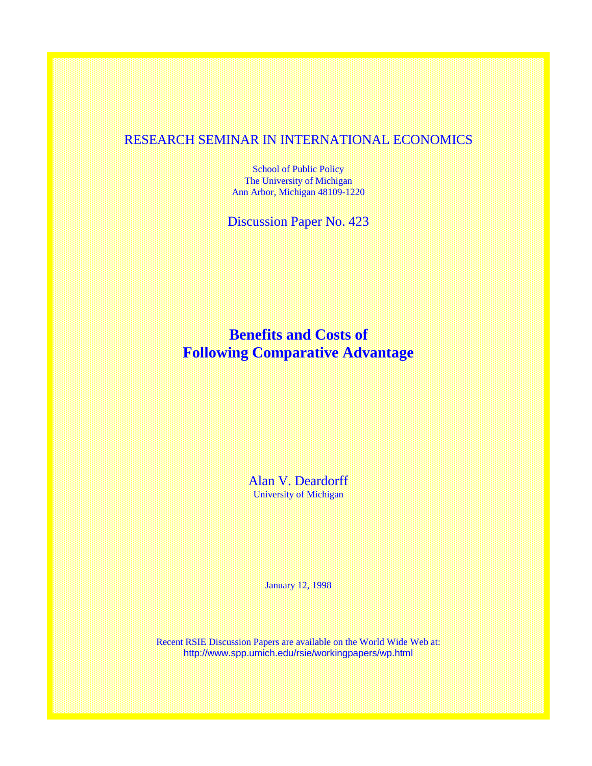RESEARCH SEMINAR IN INTERNATIONAL ECONOMICS

School of Public Policy
The University of Michigan
Ann Arbor, Michigan 48109-1220

Discussion Paper No. 423

# Benefits and Costs of Following Comparative Advantage

Alan V. Deardorff
University of Michigan

January 12, 1998

Recent RSIE Discussion Papers are available on the World Wide Web at:
http://www.spp.umich.edu/rsie/workingpapers/wp.html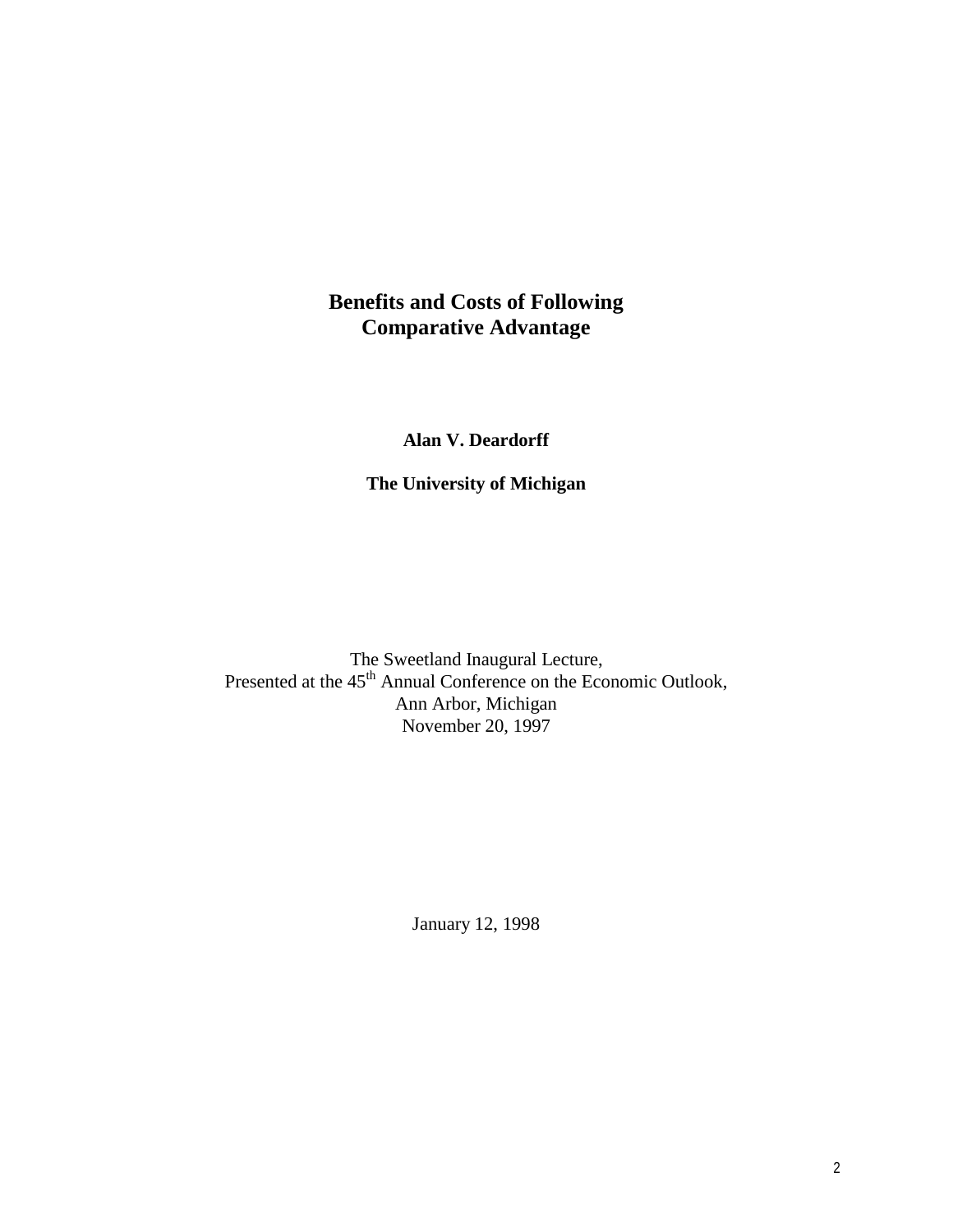# Benefits and Costs of Following Comparative Advantage

**Alan V. Deardorff**

**The University of Michigan**

The Sweetland Inaugural Lecture,
Presented at the 45th Annual Conference on the Economic Outlook,
Ann Arbor, Michigan
November 20, 1997

January 12, 1998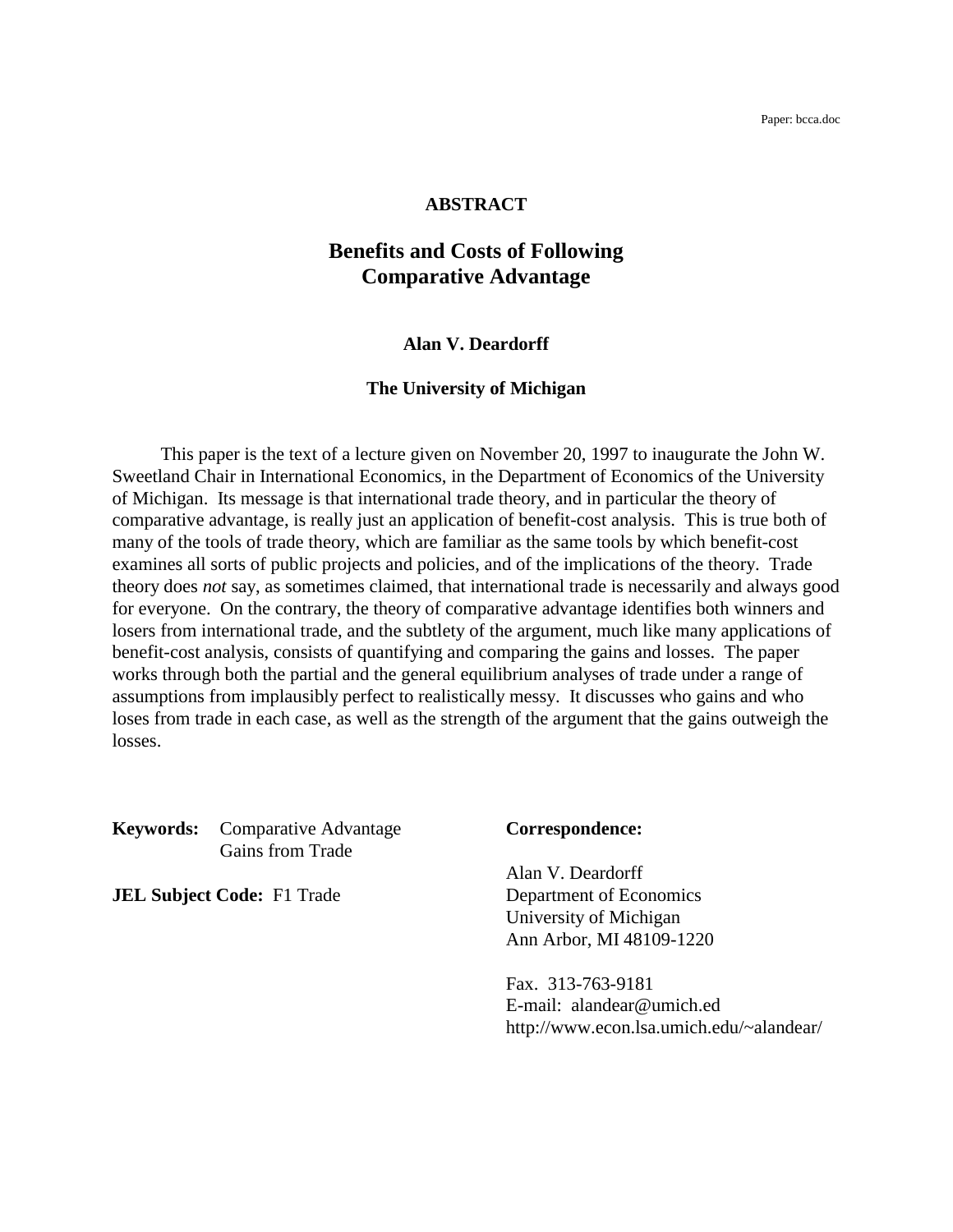Paper: bcca.doc

**ABSTRACT**

# Benefits and Costs of Following Comparative Advantage

**Alan V. Deardorff**

**The University of Michigan**

This paper is the text of a lecture given on November 20, 1997 to inaugurate the John W. Sweetland Chair in International Economics, in the Department of Economics of the University of Michigan. Its message is that international trade theory, and in particular the theory of comparative advantage, is really just an application of benefit-cost analysis. This is true both of many of the tools of trade theory, which are familiar as the same tools by which benefit-cost examines all sorts of public projects and policies, and of the implications of the theory. Trade theory does *not* say, as sometimes claimed, that international trade is necessarily and always good for everyone. On the contrary, the theory of comparative advantage identifies both winners and losers from international trade, and the subtlety of the argument, much like many applications of benefit-cost analysis, consists of quantifying and comparing the gains and losses. The paper works through both the partial and the general equilibrium analyses of trade under a range of assumptions from implausibly perfect to realistically messy. It discusses who gains and who loses from trade in each case, as well as the strength of the argument that the gains outweigh the losses.

**Keywords:** Comparative Advantage
Gains from Trade

**JEL Subject Code:** F1 Trade

**Correspondence:**

Alan V. Deardorff
Department of Economics
University of Michigan
Ann Arbor, MI 48109-1220

Fax. 313-763-9181
E-mail: alandear@umich.ed
http://www.econ.lsa.umich.edu/~alandear/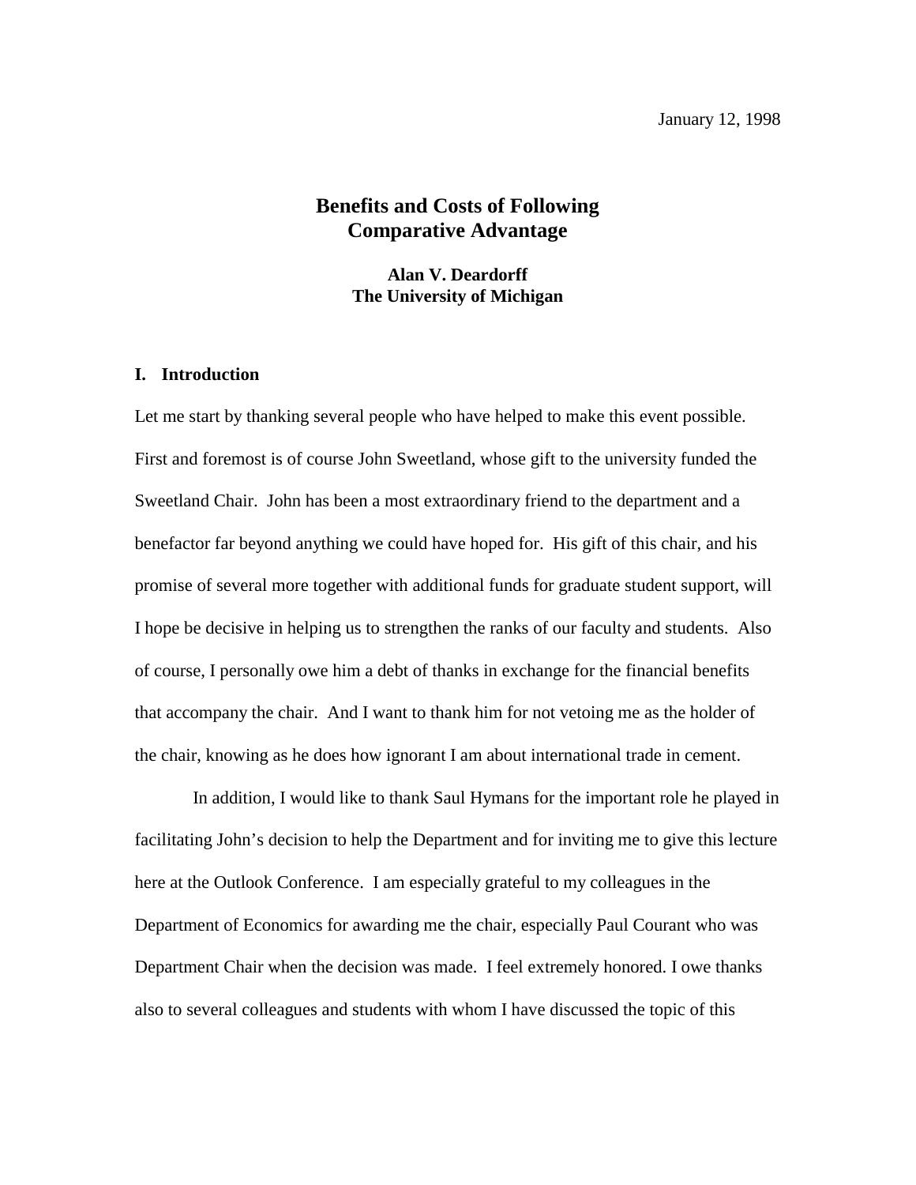January 12, 1998

# Benefits and Costs of Following Comparative Advantage

**Alan V. Deardorff**
**The University of Michigan**

## I. Introduction

Let me start by thanking several people who have helped to make this event possible. First and foremost is of course John Sweetland, whose gift to the university funded the Sweetland Chair. John has been a most extraordinary friend to the department and a benefactor far beyond anything we could have hoped for. His gift of this chair, and his promise of several more together with additional funds for graduate student support, will I hope be decisive in helping us to strengthen the ranks of our faculty and students. Also of course, I personally owe him a debt of thanks in exchange for the financial benefits that accompany the chair. And I want to thank him for not vetoing me as the holder of the chair, knowing as he does how ignorant I am about international trade in cement.

In addition, I would like to thank Saul Hymans for the important role he played in facilitating John's decision to help the Department and for inviting me to give this lecture here at the Outlook Conference. I am especially grateful to my colleagues in the Department of Economics for awarding me the chair, especially Paul Courant who was Department Chair when the decision was made. I feel extremely honored. I owe thanks also to several colleagues and students with whom I have discussed the topic of this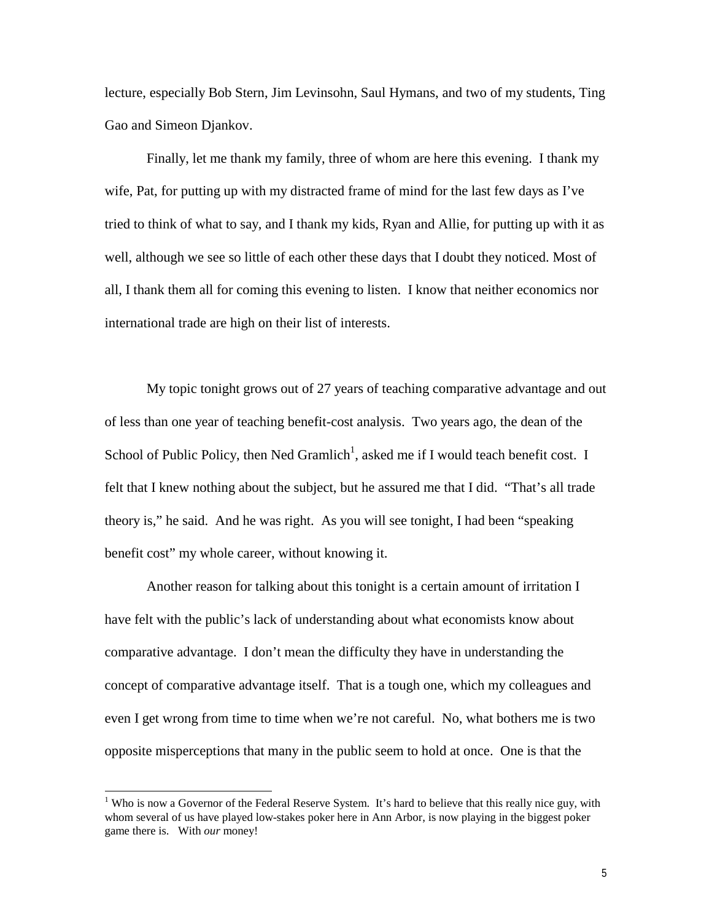lecture, especially Bob Stern, Jim Levinsohn, Saul Hymans, and two of my students, Ting Gao and Simeon Djankov.

Finally, let me thank my family, three of whom are here this evening. I thank my wife, Pat, for putting up with my distracted frame of mind for the last few days as I've tried to think of what to say, and I thank my kids, Ryan and Allie, for putting up with it as well, although we see so little of each other these days that I doubt they noticed. Most of all, I thank them all for coming this evening to listen. I know that neither economics nor international trade are high on their list of interests.

My topic tonight grows out of 27 years of teaching comparative advantage and out of less than one year of teaching benefit-cost analysis. Two years ago, the dean of the School of Public Policy, then Ned Gramlich[1], asked me if I would teach benefit cost. I felt that I knew nothing about the subject, but he assured me that I did. "That's all trade theory is," he said. And he was right. As you will see tonight, I had been "speaking benefit cost" my whole career, without knowing it.

Another reason for talking about this tonight is a certain amount of irritation I have felt with the public's lack of understanding about what economists know about comparative advantage. I don't mean the difficulty they have in understanding the concept of comparative advantage itself. That is a tough one, which my colleagues and even I get wrong from time to time when we're not careful. No, what bothers me is two opposite misperceptions that many in the public seem to hold at once. One is that the

[1] Who is now a Governor of the Federal Reserve System. It's hard to believe that this really nice guy, with whom several of us have played low-stakes poker here in Ann Arbor, is now playing in the biggest poker game there is. With *our* money!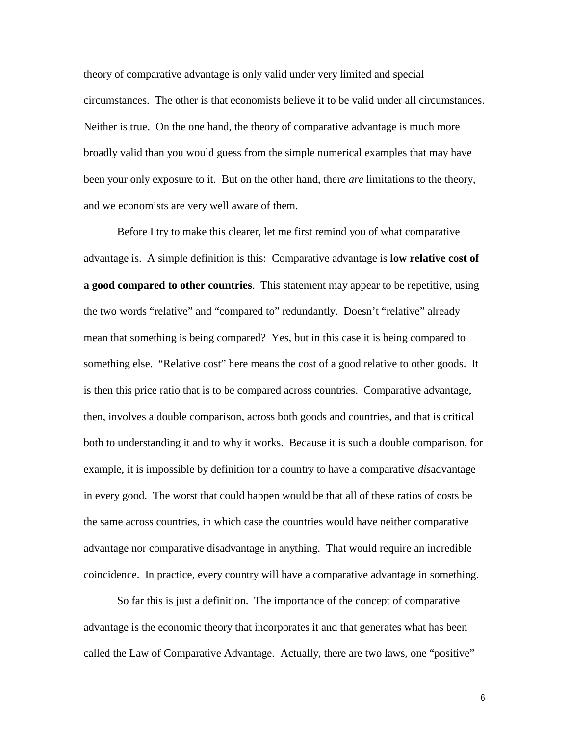theory of comparative advantage is only valid under very limited and special circumstances. The other is that economists believe it to be valid under all circumstances. Neither is true. On the one hand, the theory of comparative advantage is much more broadly valid than you would guess from the simple numerical examples that may have been your only exposure to it. But on the other hand, there *are* limitations to the theory, and we economists are very well aware of them.

Before I try to make this clearer, let me first remind you of what comparative advantage is. A simple definition is this: Comparative advantage is **low relative cost of a good compared to other countries**. This statement may appear to be repetitive, using the two words "relative" and "compared to" redundantly. Doesn't "relative" already mean that something is being compared? Yes, but in this case it is being compared to something else. "Relative cost" here means the cost of a good relative to other goods. It is then this price ratio that is to be compared across countries. Comparative advantage, then, involves a double comparison, across both goods and countries, and that is critical both to understanding it and to why it works. Because it is such a double comparison, for example, it is impossible by definition for a country to have a comparative *dis*advantage in every good. The worst that could happen would be that all of these ratios of costs be the same across countries, in which case the countries would have neither comparative advantage nor comparative disadvantage in anything. That would require an incredible coincidence. In practice, every country will have a comparative advantage in something.

So far this is just a definition. The importance of the concept of comparative advantage is the economic theory that incorporates it and that generates what has been called the Law of Comparative Advantage. Actually, there are two laws, one "positive"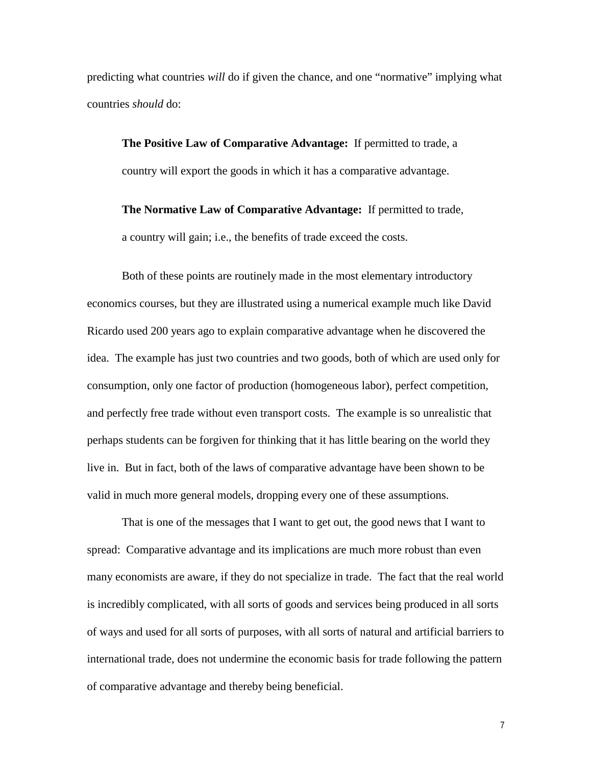predicting what countries *will* do if given the chance, and one "normative" implying what countries *should* do:

> **The Positive Law of Comparative Advantage:** If permitted to trade, a country will export the goods in which it has a comparative advantage.
>
> **The Normative Law of Comparative Advantage:** If permitted to trade, a country will gain; i.e., the benefits of trade exceed the costs.

Both of these points are routinely made in the most elementary introductory economics courses, but they are illustrated using a numerical example much like David Ricardo used 200 years ago to explain comparative advantage when he discovered the idea. The example has just two countries and two goods, both of which are used only for consumption, only one factor of production (homogeneous labor), perfect competition, and perfectly free trade without even transport costs. The example is so unrealistic that perhaps students can be forgiven for thinking that it has little bearing on the world they live in. But in fact, both of the laws of comparative advantage have been shown to be valid in much more general models, dropping every one of these assumptions.

That is one of the messages that I want to get out, the good news that I want to spread: Comparative advantage and its implications are much more robust than even many economists are aware, if they do not specialize in trade. The fact that the real world is incredibly complicated, with all sorts of goods and services being produced in all sorts of ways and used for all sorts of purposes, with all sorts of natural and artificial barriers to international trade, does not undermine the economic basis for trade following the pattern of comparative advantage and thereby being beneficial.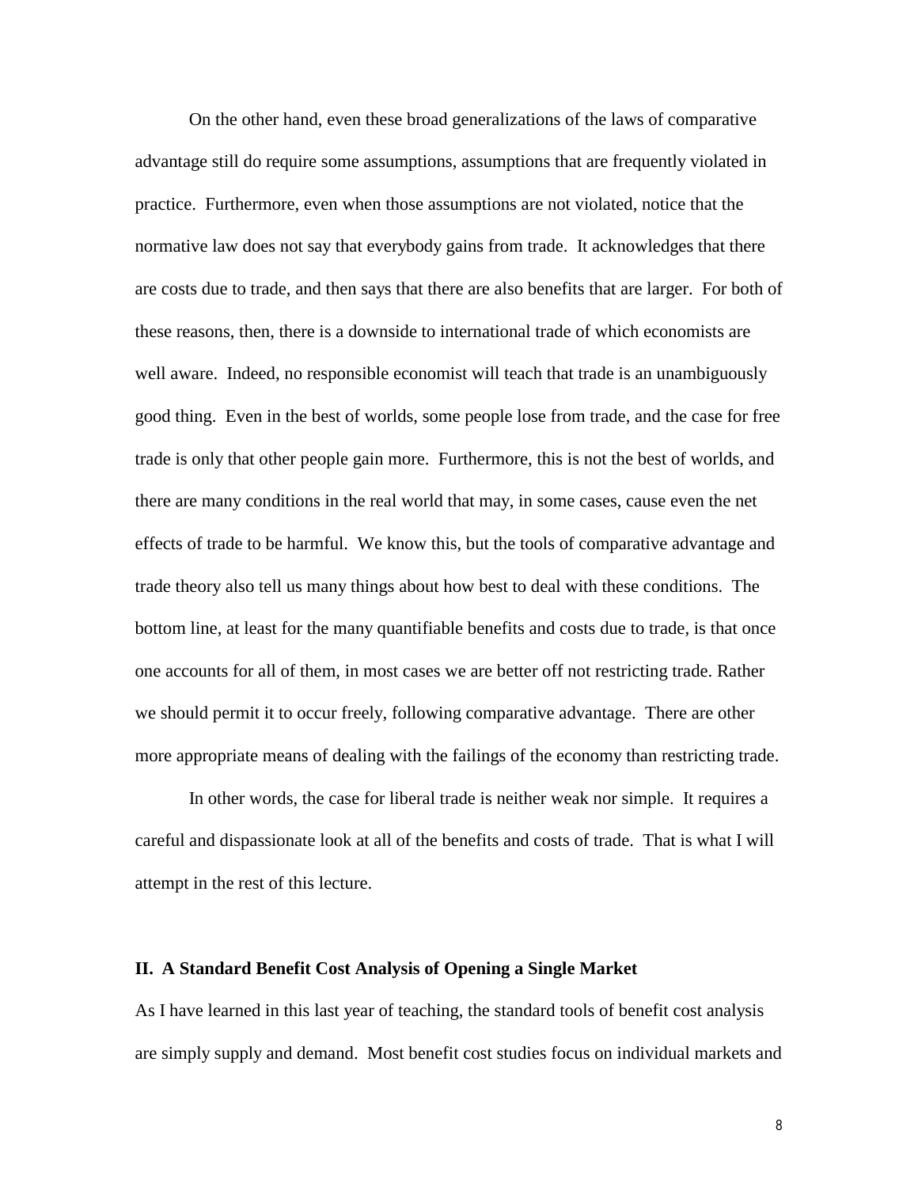On the other hand, even these broad generalizations of the laws of comparative advantage still do require some assumptions, assumptions that are frequently violated in practice. Furthermore, even when those assumptions are not violated, notice that the normative law does not say that everybody gains from trade. It acknowledges that there are costs due to trade, and then says that there are also benefits that are larger. For both of these reasons, then, there is a downside to international trade of which economists are well aware. Indeed, no responsible economist will teach that trade is an unambiguously good thing. Even in the best of worlds, some people lose from trade, and the case for free trade is only that other people gain more. Furthermore, this is not the best of worlds, and there are many conditions in the real world that may, in some cases, cause even the net effects of trade to be harmful. We know this, but the tools of comparative advantage and trade theory also tell us many things about how best to deal with these conditions. The bottom line, at least for the many quantifiable benefits and costs due to trade, is that once one accounts for all of them, in most cases we are better off not restricting trade. Rather we should permit it to occur freely, following comparative advantage. There are other more appropriate means of dealing with the failings of the economy than restricting trade.

In other words, the case for liberal trade is neither weak nor simple. It requires a careful and dispassionate look at all of the benefits and costs of trade. That is what I will attempt in the rest of this lecture.

## II. A Standard Benefit Cost Analysis of Opening a Single Market

As I have learned in this last year of teaching, the standard tools of benefit cost analysis are simply supply and demand. Most benefit cost studies focus on individual markets and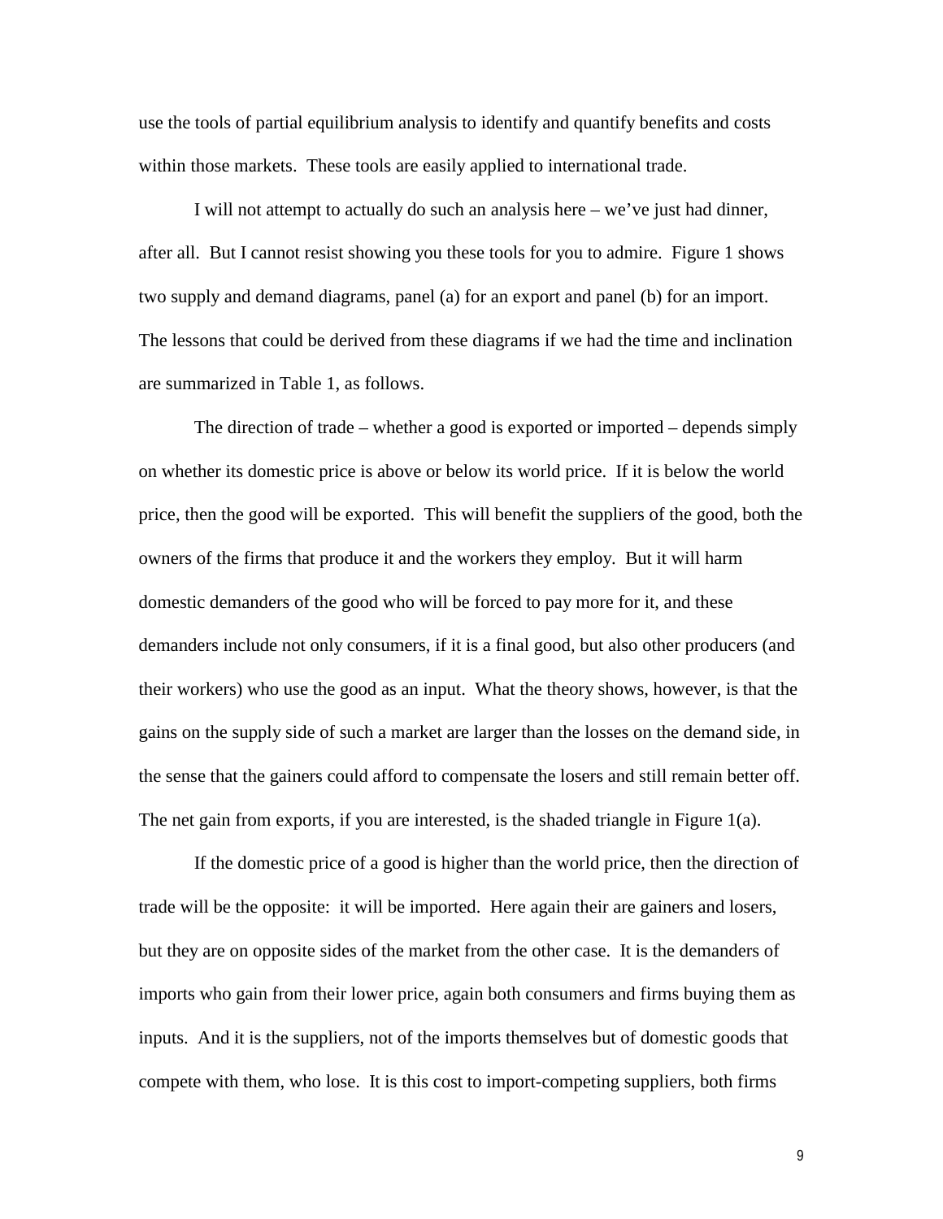use the tools of partial equilibrium analysis to identify and quantify benefits and costs within those markets. These tools are easily applied to international trade.

I will not attempt to actually do such an analysis here – we've just had dinner, after all. But I cannot resist showing you these tools for you to admire. Figure 1 shows two supply and demand diagrams, panel (a) for an export and panel (b) for an import. The lessons that could be derived from these diagrams if we had the time and inclination are summarized in Table 1, as follows.

The direction of trade – whether a good is exported or imported – depends simply on whether its domestic price is above or below its world price. If it is below the world price, then the good will be exported. This will benefit the suppliers of the good, both the owners of the firms that produce it and the workers they employ. But it will harm domestic demanders of the good who will be forced to pay more for it, and these demanders include not only consumers, if it is a final good, but also other producers (and their workers) who use the good as an input. What the theory shows, however, is that the gains on the supply side of such a market are larger than the losses on the demand side, in the sense that the gainers could afford to compensate the losers and still remain better off. The net gain from exports, if you are interested, is the shaded triangle in Figure 1(a).

If the domestic price of a good is higher than the world price, then the direction of trade will be the opposite: it will be imported. Here again their are gainers and losers, but they are on opposite sides of the market from the other case. It is the demanders of imports who gain from their lower price, again both consumers and firms buying them as inputs. And it is the suppliers, not of the imports themselves but of domestic goods that compete with them, who lose. It is this cost to import-competing suppliers, both firms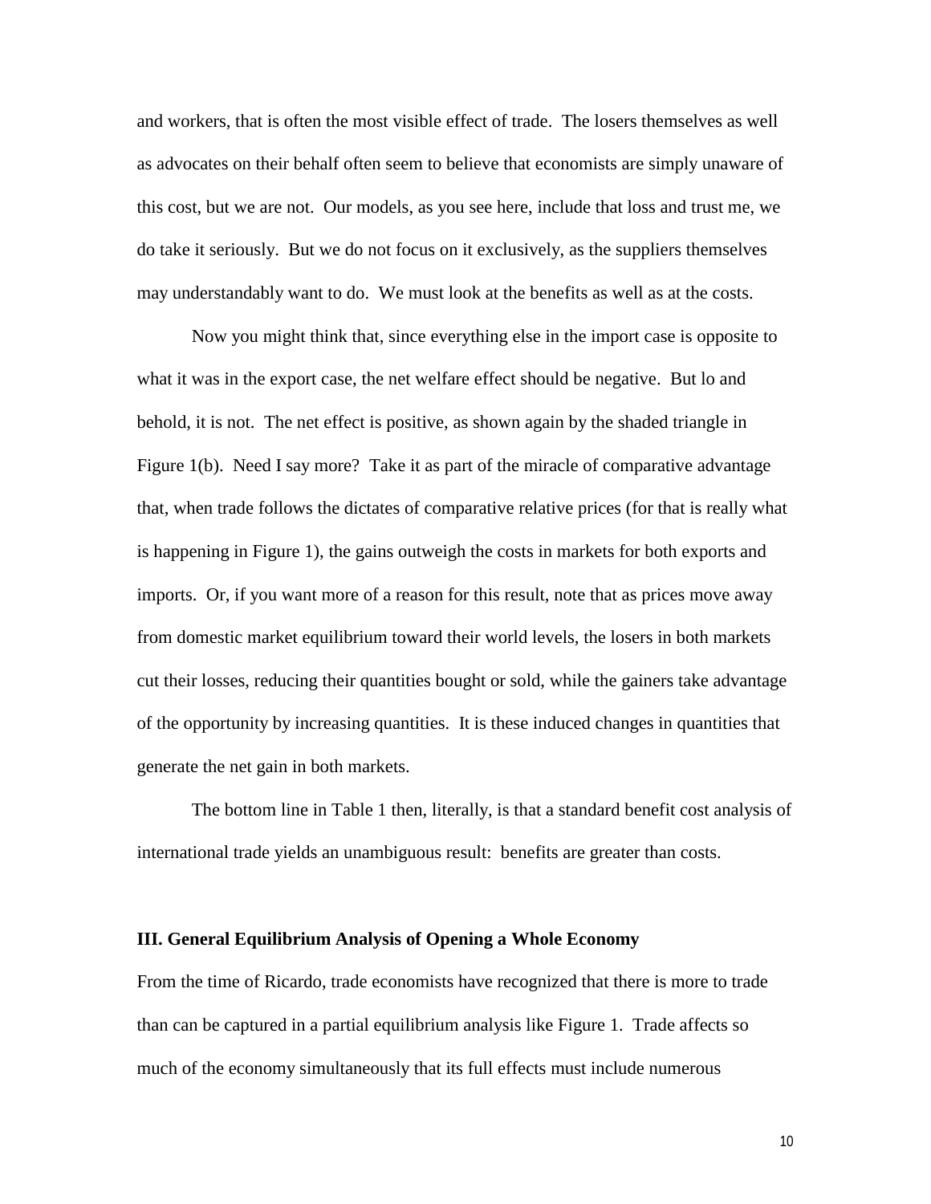and workers, that is often the most visible effect of trade. The losers themselves as well as advocates on their behalf often seem to believe that economists are simply unaware of this cost, but we are not. Our models, as you see here, include that loss and trust me, we do take it seriously. But we do not focus on it exclusively, as the suppliers themselves may understandably want to do. We must look at the benefits as well as at the costs.

Now you might think that, since everything else in the import case is opposite to what it was in the export case, the net welfare effect should be negative. But lo and behold, it is not. The net effect is positive, as shown again by the shaded triangle in Figure 1(b). Need I say more? Take it as part of the miracle of comparative advantage that, when trade follows the dictates of comparative relative prices (for that is really what is happening in Figure 1), the gains outweigh the costs in markets for both exports and imports. Or, if you want more of a reason for this result, note that as prices move away from domestic market equilibrium toward their world levels, the losers in both markets cut their losses, reducing their quantities bought or sold, while the gainers take advantage of the opportunity by increasing quantities. It is these induced changes in quantities that generate the net gain in both markets.

The bottom line in Table 1 then, literally, is that a standard benefit cost analysis of international trade yields an unambiguous result: benefits are greater than costs.

### III. General Equilibrium Analysis of Opening a Whole Economy

From the time of Ricardo, trade economists have recognized that there is more to trade than can be captured in a partial equilibrium analysis like Figure 1. Trade affects so much of the economy simultaneously that its full effects must include numerous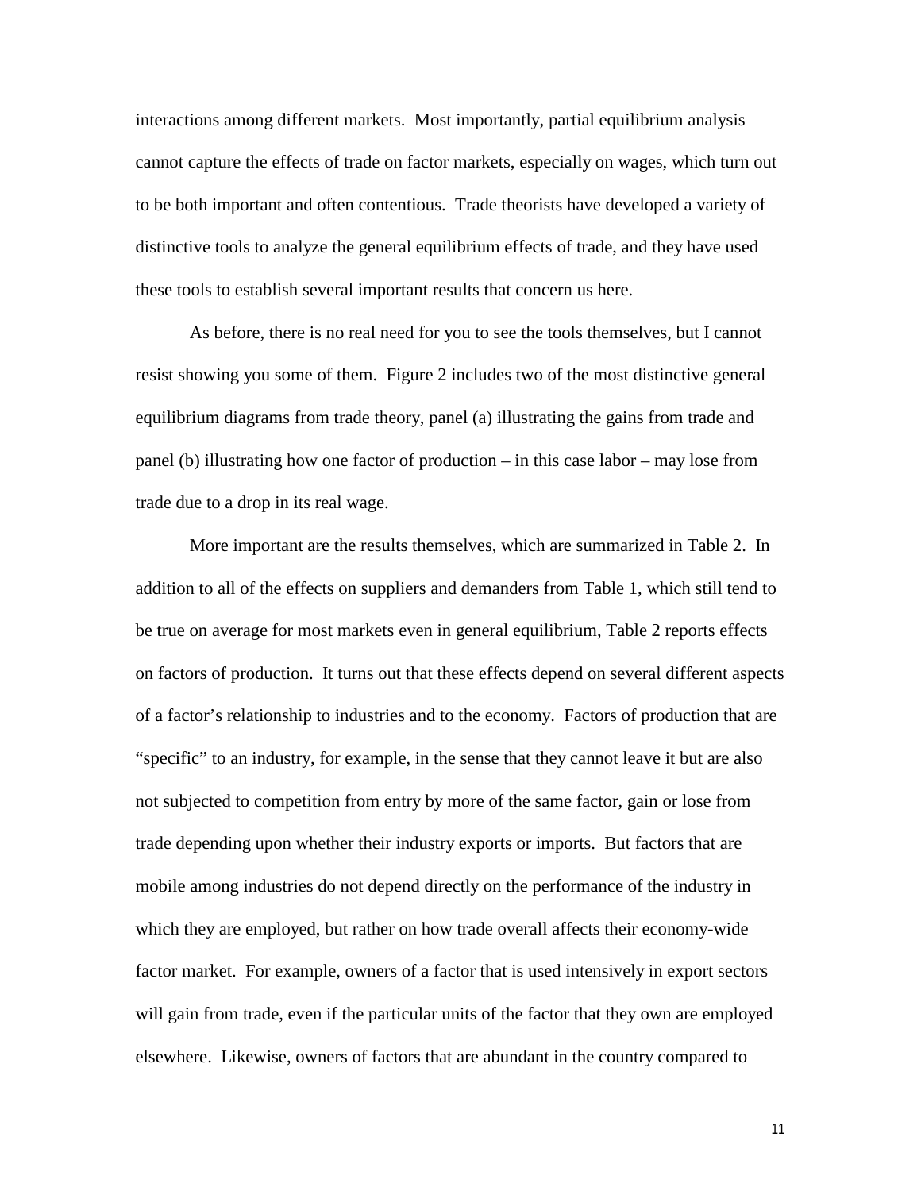interactions among different markets. Most importantly, partial equilibrium analysis cannot capture the effects of trade on factor markets, especially on wages, which turn out to be both important and often contentious. Trade theorists have developed a variety of distinctive tools to analyze the general equilibrium effects of trade, and they have used these tools to establish several important results that concern us here.

As before, there is no real need for you to see the tools themselves, but I cannot resist showing you some of them. Figure 2 includes two of the most distinctive general equilibrium diagrams from trade theory, panel (a) illustrating the gains from trade and panel (b) illustrating how one factor of production – in this case labor – may lose from trade due to a drop in its real wage.

More important are the results themselves, which are summarized in Table 2. In addition to all of the effects on suppliers and demanders from Table 1, which still tend to be true on average for most markets even in general equilibrium, Table 2 reports effects on factors of production. It turns out that these effects depend on several different aspects of a factor's relationship to industries and to the economy. Factors of production that are "specific" to an industry, for example, in the sense that they cannot leave it but are also not subjected to competition from entry by more of the same factor, gain or lose from trade depending upon whether their industry exports or imports. But factors that are mobile among industries do not depend directly on the performance of the industry in which they are employed, but rather on how trade overall affects their economy-wide factor market. For example, owners of a factor that is used intensively in export sectors will gain from trade, even if the particular units of the factor that they own are employed elsewhere. Likewise, owners of factors that are abundant in the country compared to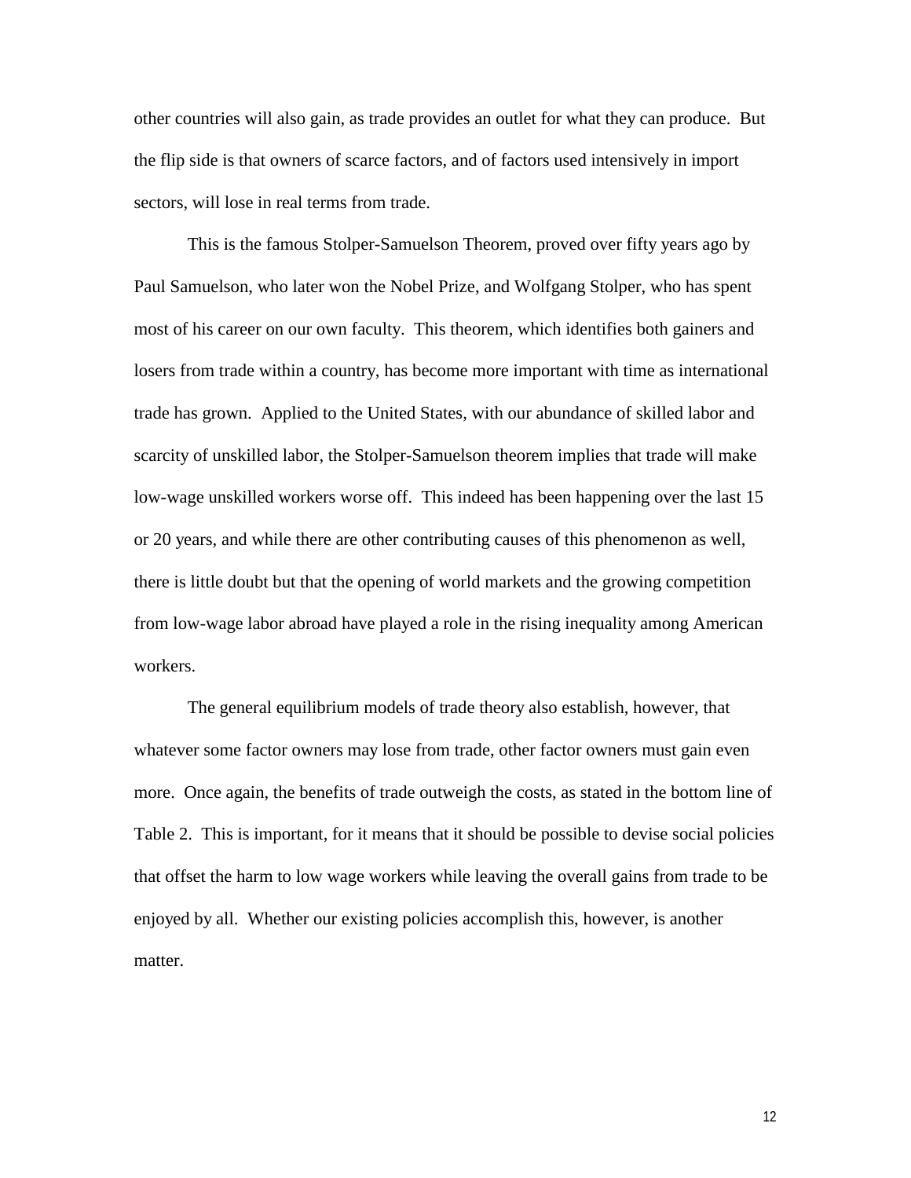other countries will also gain, as trade provides an outlet for what they can produce. But the flip side is that owners of scarce factors, and of factors used intensively in import sectors, will lose in real terms from trade.

This is the famous Stolper-Samuelson Theorem, proved over fifty years ago by Paul Samuelson, who later won the Nobel Prize, and Wolfgang Stolper, who has spent most of his career on our own faculty. This theorem, which identifies both gainers and losers from trade within a country, has become more important with time as international trade has grown. Applied to the United States, with our abundance of skilled labor and scarcity of unskilled labor, the Stolper-Samuelson theorem implies that trade will make low-wage unskilled workers worse off. This indeed has been happening over the last 15 or 20 years, and while there are other contributing causes of this phenomenon as well, there is little doubt but that the opening of world markets and the growing competition from low-wage labor abroad have played a role in the rising inequality among American workers.

The general equilibrium models of trade theory also establish, however, that whatever some factor owners may lose from trade, other factor owners must gain even more. Once again, the benefits of trade outweigh the costs, as stated in the bottom line of Table 2. This is important, for it means that it should be possible to devise social policies that offset the harm to low wage workers while leaving the overall gains from trade to be enjoyed by all. Whether our existing policies accomplish this, however, is another matter.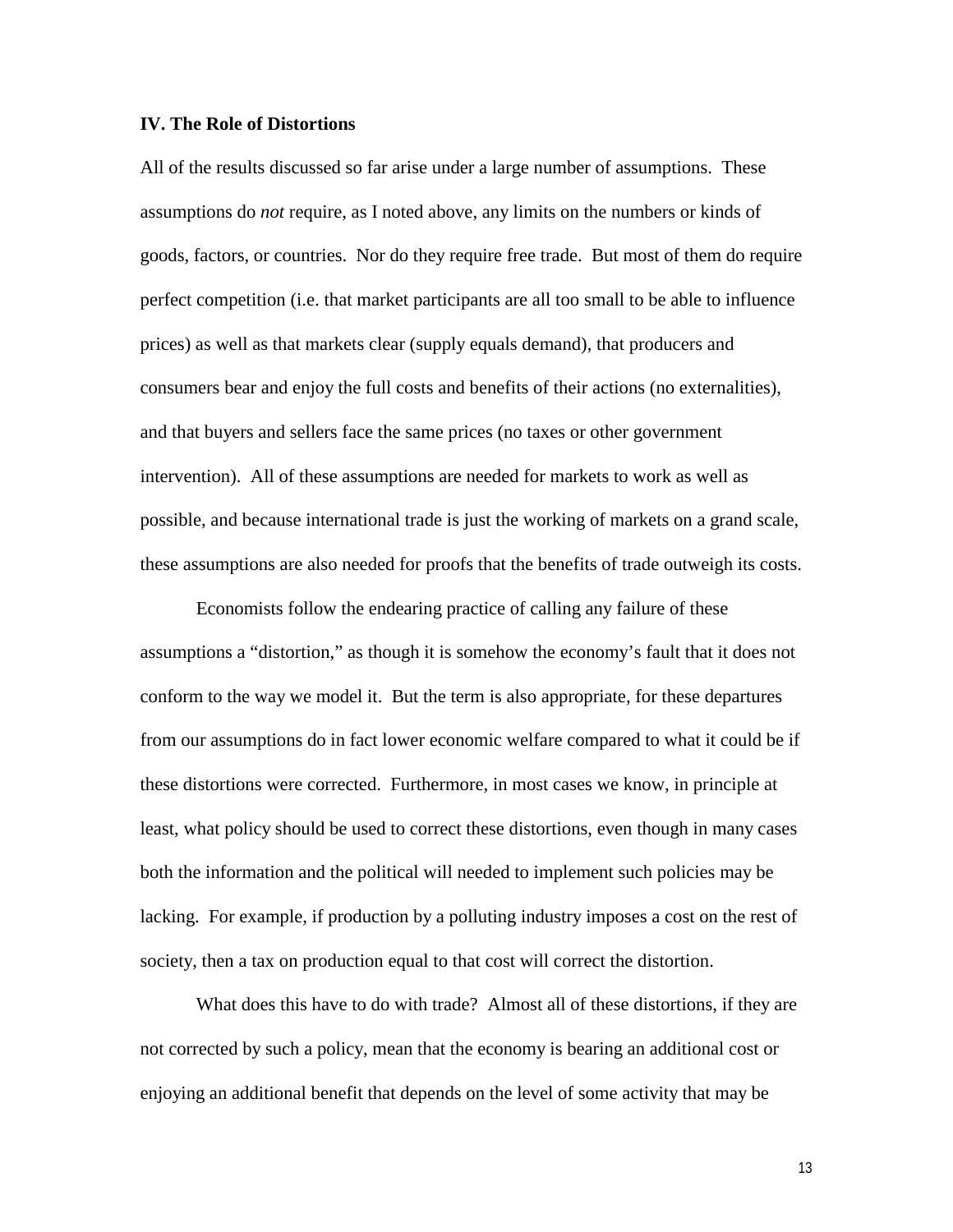**IV. The Role of Distortions**

All of the results discussed so far arise under a large number of assumptions. These assumptions do *not* require, as I noted above, any limits on the numbers or kinds of goods, factors, or countries. Nor do they require free trade. But most of them do require perfect competition (i.e. that market participants are all too small to be able to influence prices) as well as that markets clear (supply equals demand), that producers and consumers bear and enjoy the full costs and benefits of their actions (no externalities), and that buyers and sellers face the same prices (no taxes or other government intervention). All of these assumptions are needed for markets to work as well as possible, and because international trade is just the working of markets on a grand scale, these assumptions are also needed for proofs that the benefits of trade outweigh its costs.

Economists follow the endearing practice of calling any failure of these assumptions a "distortion," as though it is somehow the economy's fault that it does not conform to the way we model it. But the term is also appropriate, for these departures from our assumptions do in fact lower economic welfare compared to what it could be if these distortions were corrected. Furthermore, in most cases we know, in principle at least, what policy should be used to correct these distortions, even though in many cases both the information and the political will needed to implement such policies may be lacking. For example, if production by a polluting industry imposes a cost on the rest of society, then a tax on production equal to that cost will correct the distortion.

What does this have to do with trade? Almost all of these distortions, if they are not corrected by such a policy, mean that the economy is bearing an additional cost or enjoying an additional benefit that depends on the level of some activity that may be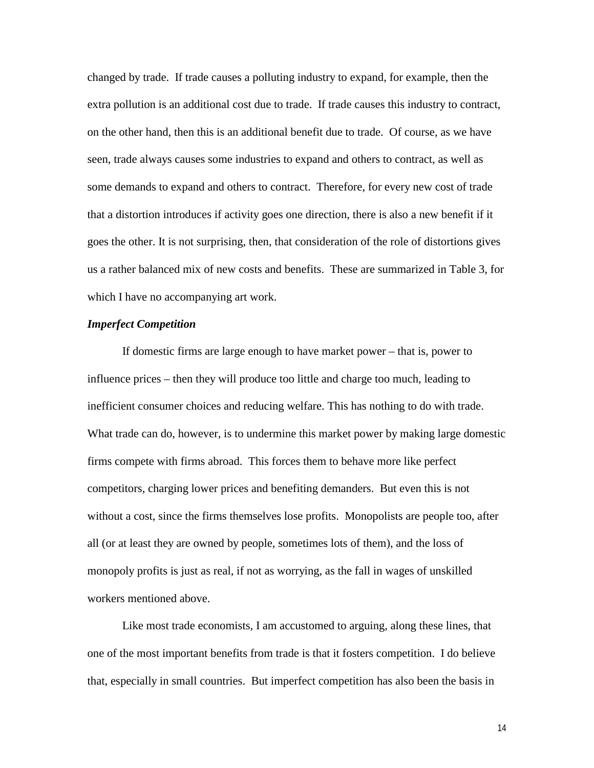changed by trade. If trade causes a polluting industry to expand, for example, then the extra pollution is an additional cost due to trade. If trade causes this industry to contract, on the other hand, then this is an additional benefit due to trade. Of course, as we have seen, trade always causes some industries to expand and others to contract, as well as some demands to expand and others to contract. Therefore, for every new cost of trade that a distortion introduces if activity goes one direction, there is also a new benefit if it goes the other. It is not surprising, then, that consideration of the role of distortions gives us a rather balanced mix of new costs and benefits. These are summarized in Table 3, for which I have no accompanying art work.

***Imperfect Competition***

If domestic firms are large enough to have market power – that is, power to influence prices – then they will produce too little and charge too much, leading to inefficient consumer choices and reducing welfare. This has nothing to do with trade. What trade can do, however, is to undermine this market power by making large domestic firms compete with firms abroad. This forces them to behave more like perfect competitors, charging lower prices and benefiting demanders. But even this is not without a cost, since the firms themselves lose profits. Monopolists are people too, after all (or at least they are owned by people, sometimes lots of them), and the loss of monopoly profits is just as real, if not as worrying, as the fall in wages of unskilled workers mentioned above.

Like most trade economists, I am accustomed to arguing, along these lines, that one of the most important benefits from trade is that it fosters competition. I do believe that, especially in small countries. But imperfect competition has also been the basis in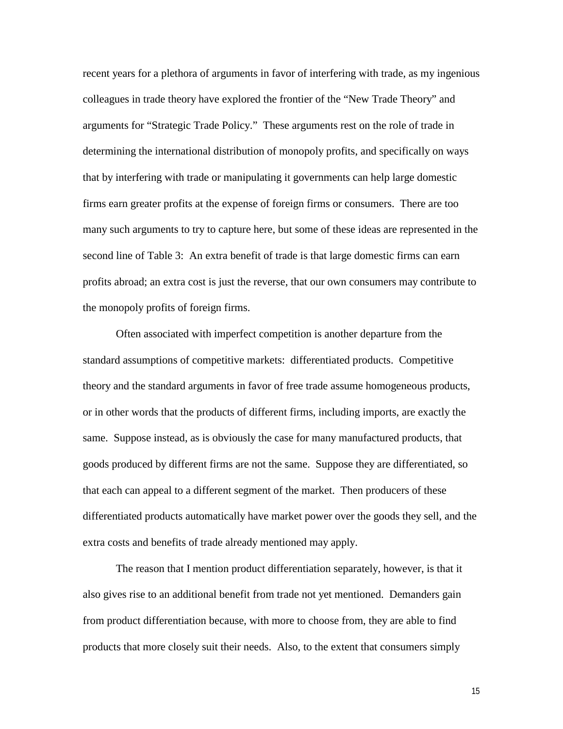recent years for a plethora of arguments in favor of interfering with trade, as my ingenious colleagues in trade theory have explored the frontier of the "New Trade Theory" and arguments for "Strategic Trade Policy." These arguments rest on the role of trade in determining the international distribution of monopoly profits, and specifically on ways that by interfering with trade or manipulating it governments can help large domestic firms earn greater profits at the expense of foreign firms or consumers. There are too many such arguments to try to capture here, but some of these ideas are represented in the second line of Table 3: An extra benefit of trade is that large domestic firms can earn profits abroad; an extra cost is just the reverse, that our own consumers may contribute to the monopoly profits of foreign firms.

Often associated with imperfect competition is another departure from the standard assumptions of competitive markets: differentiated products. Competitive theory and the standard arguments in favor of free trade assume homogeneous products, or in other words that the products of different firms, including imports, are exactly the same. Suppose instead, as is obviously the case for many manufactured products, that goods produced by different firms are not the same. Suppose they are differentiated, so that each can appeal to a different segment of the market. Then producers of these differentiated products automatically have market power over the goods they sell, and the extra costs and benefits of trade already mentioned may apply.

The reason that I mention product differentiation separately, however, is that it also gives rise to an additional benefit from trade not yet mentioned. Demanders gain from product differentiation because, with more to choose from, they are able to find products that more closely suit their needs. Also, to the extent that consumers simply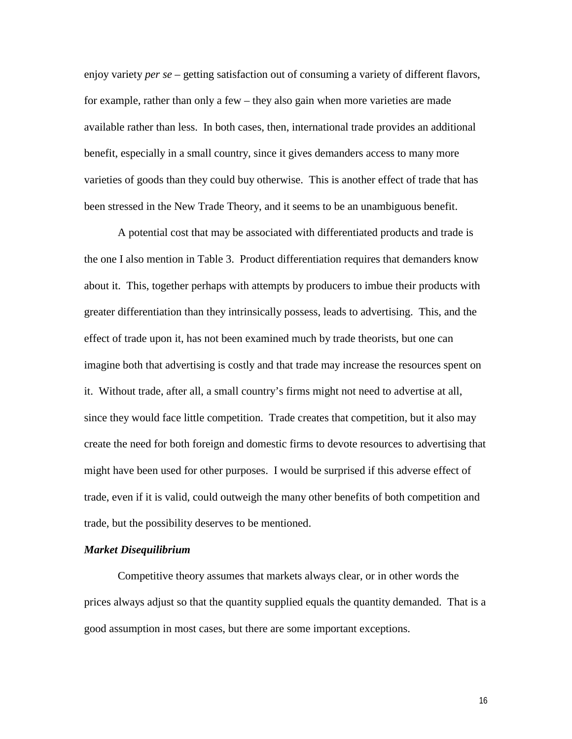enjoy variety *per se* – getting satisfaction out of consuming a variety of different flavors, for example, rather than only a few – they also gain when more varieties are made available rather than less. In both cases, then, international trade provides an additional benefit, especially in a small country, since it gives demanders access to many more varieties of goods than they could buy otherwise. This is another effect of trade that has been stressed in the New Trade Theory, and it seems to be an unambiguous benefit.

A potential cost that may be associated with differentiated products and trade is the one I also mention in Table 3. Product differentiation requires that demanders know about it. This, together perhaps with attempts by producers to imbue their products with greater differentiation than they intrinsically possess, leads to advertising. This, and the effect of trade upon it, has not been examined much by trade theorists, but one can imagine both that advertising is costly and that trade may increase the resources spent on it. Without trade, after all, a small country's firms might not need to advertise at all, since they would face little competition. Trade creates that competition, but it also may create the need for both foreign and domestic firms to devote resources to advertising that might have been used for other purposes. I would be surprised if this adverse effect of trade, even if it is valid, could outweigh the many other benefits of both competition and trade, but the possibility deserves to be mentioned.

***Market Disequilibrium***

Competitive theory assumes that markets always clear, or in other words the prices always adjust so that the quantity supplied equals the quantity demanded. That is a good assumption in most cases, but there are some important exceptions.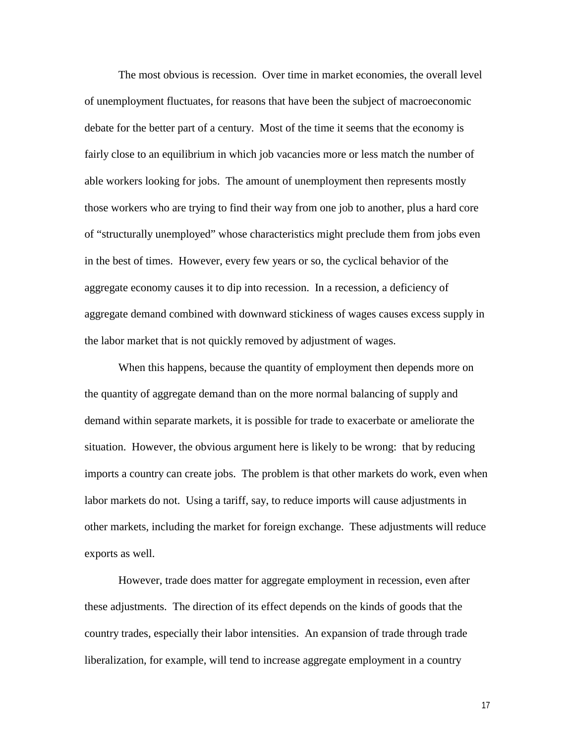The most obvious is recession. Over time in market economies, the overall level of unemployment fluctuates, for reasons that have been the subject of macroeconomic debate for the better part of a century. Most of the time it seems that the economy is fairly close to an equilibrium in which job vacancies more or less match the number of able workers looking for jobs. The amount of unemployment then represents mostly those workers who are trying to find their way from one job to another, plus a hard core of "structurally unemployed" whose characteristics might preclude them from jobs even in the best of times. However, every few years or so, the cyclical behavior of the aggregate economy causes it to dip into recession. In a recession, a deficiency of aggregate demand combined with downward stickiness of wages causes excess supply in the labor market that is not quickly removed by adjustment of wages.

When this happens, because the quantity of employment then depends more on the quantity of aggregate demand than on the more normal balancing of supply and demand within separate markets, it is possible for trade to exacerbate or ameliorate the situation. However, the obvious argument here is likely to be wrong: that by reducing imports a country can create jobs. The problem is that other markets do work, even when labor markets do not. Using a tariff, say, to reduce imports will cause adjustments in other markets, including the market for foreign exchange. These adjustments will reduce exports as well.

However, trade does matter for aggregate employment in recession, even after these adjustments. The direction of its effect depends on the kinds of goods that the country trades, especially their labor intensities. An expansion of trade through trade liberalization, for example, will tend to increase aggregate employment in a country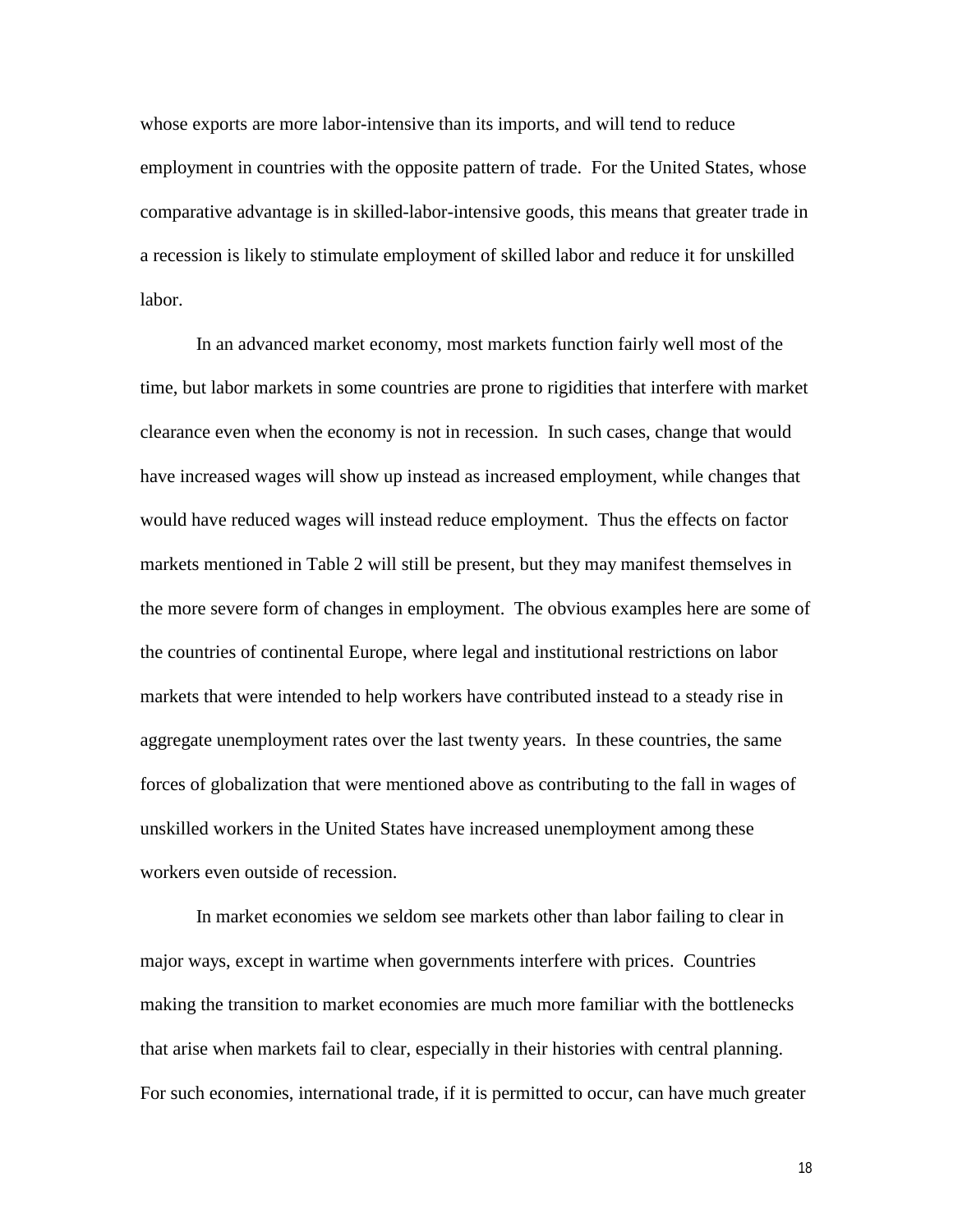whose exports are more labor-intensive than its imports, and will tend to reduce employment in countries with the opposite pattern of trade. For the United States, whose comparative advantage is in skilled-labor-intensive goods, this means that greater trade in a recession is likely to stimulate employment of skilled labor and reduce it for unskilled labor.

In an advanced market economy, most markets function fairly well most of the time, but labor markets in some countries are prone to rigidities that interfere with market clearance even when the economy is not in recession. In such cases, change that would have increased wages will show up instead as increased employment, while changes that would have reduced wages will instead reduce employment. Thus the effects on factor markets mentioned in Table 2 will still be present, but they may manifest themselves in the more severe form of changes in employment. The obvious examples here are some of the countries of continental Europe, where legal and institutional restrictions on labor markets that were intended to help workers have contributed instead to a steady rise in aggregate unemployment rates over the last twenty years. In these countries, the same forces of globalization that were mentioned above as contributing to the fall in wages of unskilled workers in the United States have increased unemployment among these workers even outside of recession.

In market economies we seldom see markets other than labor failing to clear in major ways, except in wartime when governments interfere with prices. Countries making the transition to market economies are much more familiar with the bottlenecks that arise when markets fail to clear, especially in their histories with central planning. For such economies, international trade, if it is permitted to occur, can have much greater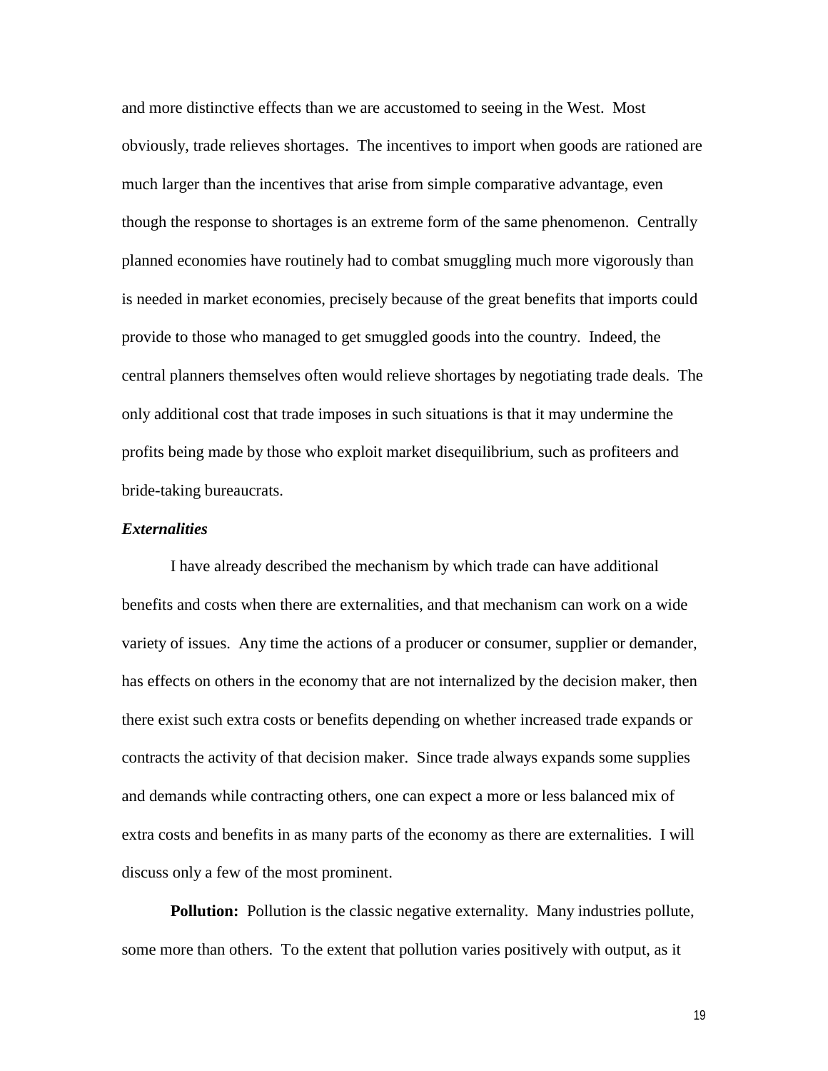and more distinctive effects than we are accustomed to seeing in the West. Most obviously, trade relieves shortages. The incentives to import when goods are rationed are much larger than the incentives that arise from simple comparative advantage, even though the response to shortages is an extreme form of the same phenomenon. Centrally planned economies have routinely had to combat smuggling much more vigorously than is needed in market economies, precisely because of the great benefits that imports could provide to those who managed to get smuggled goods into the country. Indeed, the central planners themselves often would relieve shortages by negotiating trade deals. The only additional cost that trade imposes in such situations is that it may undermine the profits being made by those who exploit market disequilibrium, such as profiteers and bride-taking bureaucrats.

***Externalities***

I have already described the mechanism by which trade can have additional benefits and costs when there are externalities, and that mechanism can work on a wide variety of issues. Any time the actions of a producer or consumer, supplier or demander, has effects on others in the economy that are not internalized by the decision maker, then there exist such extra costs or benefits depending on whether increased trade expands or contracts the activity of that decision maker. Since trade always expands some supplies and demands while contracting others, one can expect a more or less balanced mix of extra costs and benefits in as many parts of the economy as there are externalities. I will discuss only a few of the most prominent.

**Pollution:** Pollution is the classic negative externality. Many industries pollute, some more than others. To the extent that pollution varies positively with output, as it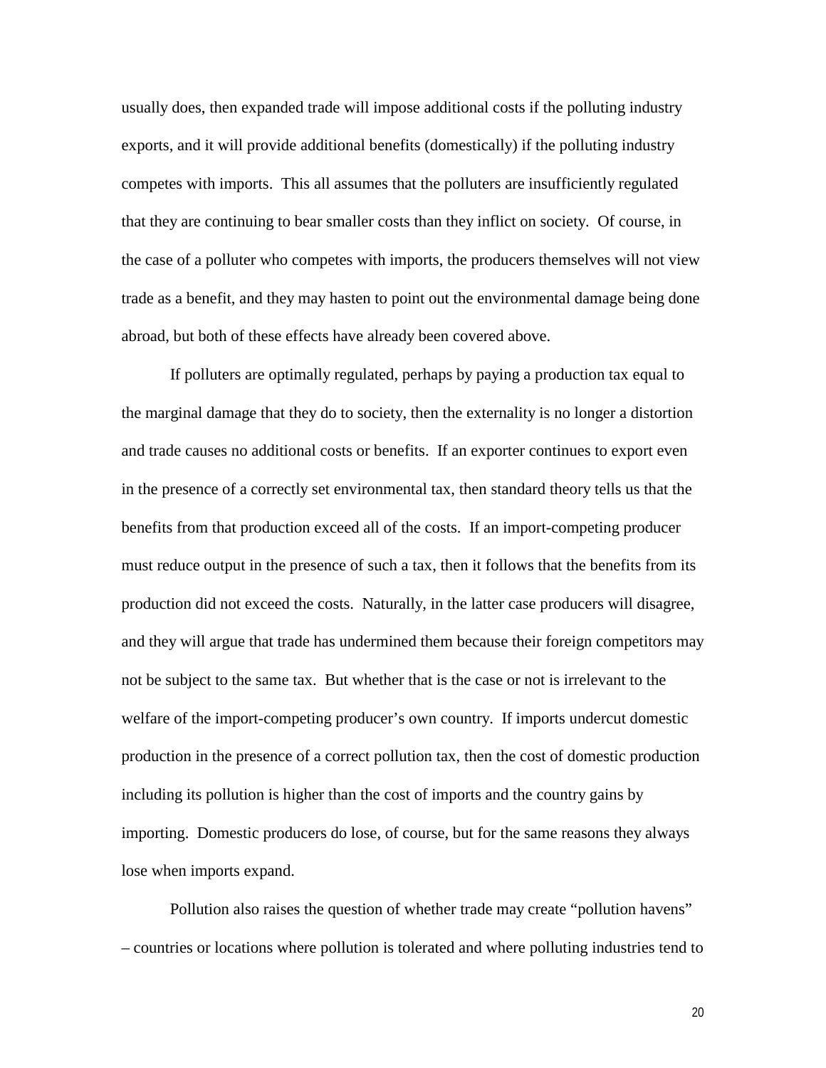usually does, then expanded trade will impose additional costs if the polluting industry exports, and it will provide additional benefits (domestically) if the polluting industry competes with imports. This all assumes that the polluters are insufficiently regulated that they are continuing to bear smaller costs than they inflict on society. Of course, in the case of a polluter who competes with imports, the producers themselves will not view trade as a benefit, and they may hasten to point out the environmental damage being done abroad, but both of these effects have already been covered above.

If polluters are optimally regulated, perhaps by paying a production tax equal to the marginal damage that they do to society, then the externality is no longer a distortion and trade causes no additional costs or benefits. If an exporter continues to export even in the presence of a correctly set environmental tax, then standard theory tells us that the benefits from that production exceed all of the costs. If an import-competing producer must reduce output in the presence of such a tax, then it follows that the benefits from its production did not exceed the costs. Naturally, in the latter case producers will disagree, and they will argue that trade has undermined them because their foreign competitors may not be subject to the same tax. But whether that is the case or not is irrelevant to the welfare of the import-competing producer's own country. If imports undercut domestic production in the presence of a correct pollution tax, then the cost of domestic production including its pollution is higher than the cost of imports and the country gains by importing. Domestic producers do lose, of course, but for the same reasons they always lose when imports expand.

Pollution also raises the question of whether trade may create "pollution havens" – countries or locations where pollution is tolerated and where polluting industries tend to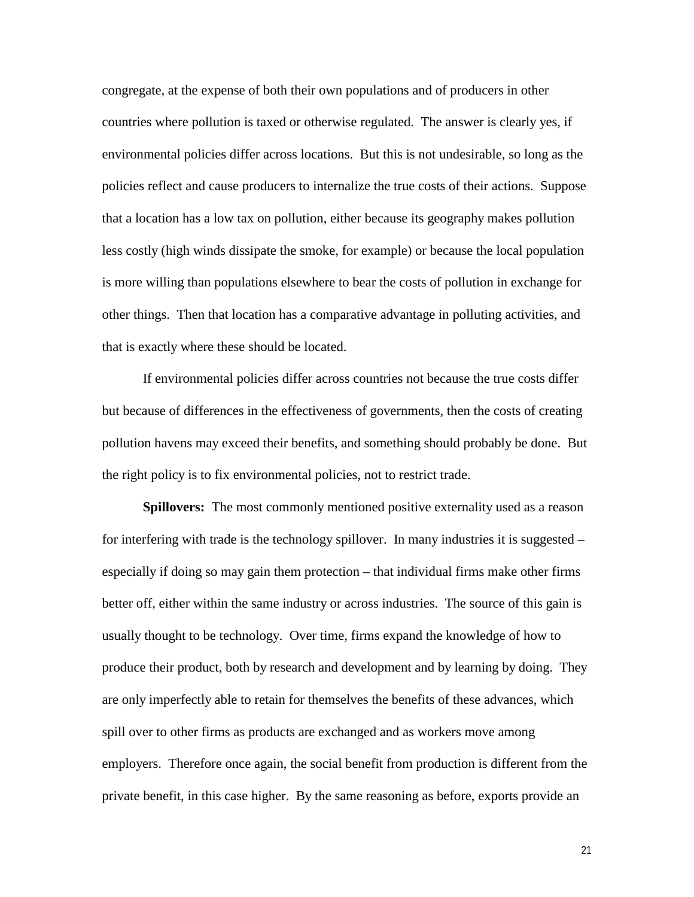congregate, at the expense of both their own populations and of producers in other countries where pollution is taxed or otherwise regulated. The answer is clearly yes, if environmental policies differ across locations. But this is not undesirable, so long as the policies reflect and cause producers to internalize the true costs of their actions. Suppose that a location has a low tax on pollution, either because its geography makes pollution less costly (high winds dissipate the smoke, for example) or because the local population is more willing than populations elsewhere to bear the costs of pollution in exchange for other things. Then that location has a comparative advantage in polluting activities, and that is exactly where these should be located.

If environmental policies differ across countries not because the true costs differ but because of differences in the effectiveness of governments, then the costs of creating pollution havens may exceed their benefits, and something should probably be done. But the right policy is to fix environmental policies, not to restrict trade.

**Spillovers:** The most commonly mentioned positive externality used as a reason for interfering with trade is the technology spillover. In many industries it is suggested – especially if doing so may gain them protection – that individual firms make other firms better off, either within the same industry or across industries. The source of this gain is usually thought to be technology. Over time, firms expand the knowledge of how to produce their product, both by research and development and by learning by doing. They are only imperfectly able to retain for themselves the benefits of these advances, which spill over to other firms as products are exchanged and as workers move among employers. Therefore once again, the social benefit from production is different from the private benefit, in this case higher. By the same reasoning as before, exports provide an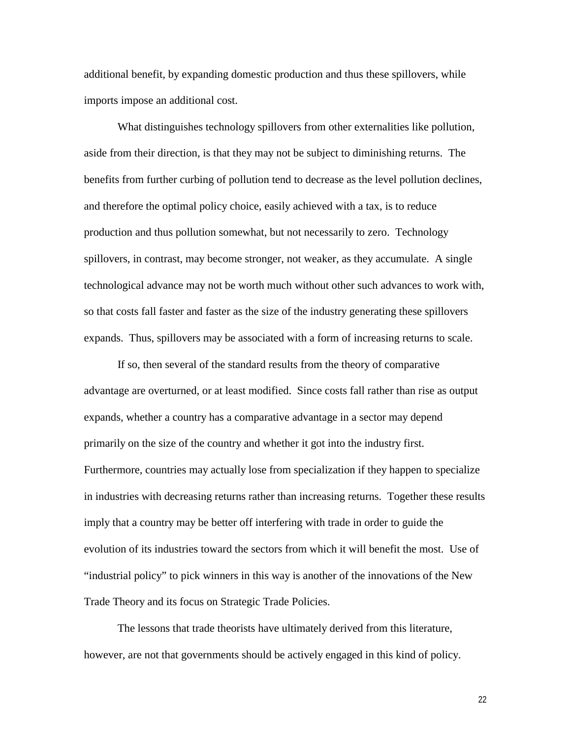additional benefit, by expanding domestic production and thus these spillovers, while imports impose an additional cost.

What distinguishes technology spillovers from other externalities like pollution, aside from their direction, is that they may not be subject to diminishing returns. The benefits from further curbing of pollution tend to decrease as the level pollution declines, and therefore the optimal policy choice, easily achieved with a tax, is to reduce production and thus pollution somewhat, but not necessarily to zero. Technology spillovers, in contrast, may become stronger, not weaker, as they accumulate. A single technological advance may not be worth much without other such advances to work with, so that costs fall faster and faster as the size of the industry generating these spillovers expands. Thus, spillovers may be associated with a form of increasing returns to scale.

If so, then several of the standard results from the theory of comparative advantage are overturned, or at least modified. Since costs fall rather than rise as output expands, whether a country has a comparative advantage in a sector may depend primarily on the size of the country and whether it got into the industry first. Furthermore, countries may actually lose from specialization if they happen to specialize in industries with decreasing returns rather than increasing returns. Together these results imply that a country may be better off interfering with trade in order to guide the evolution of its industries toward the sectors from which it will benefit the most. Use of "industrial policy" to pick winners in this way is another of the innovations of the New Trade Theory and its focus on Strategic Trade Policies.

The lessons that trade theorists have ultimately derived from this literature, however, are not that governments should be actively engaged in this kind of policy.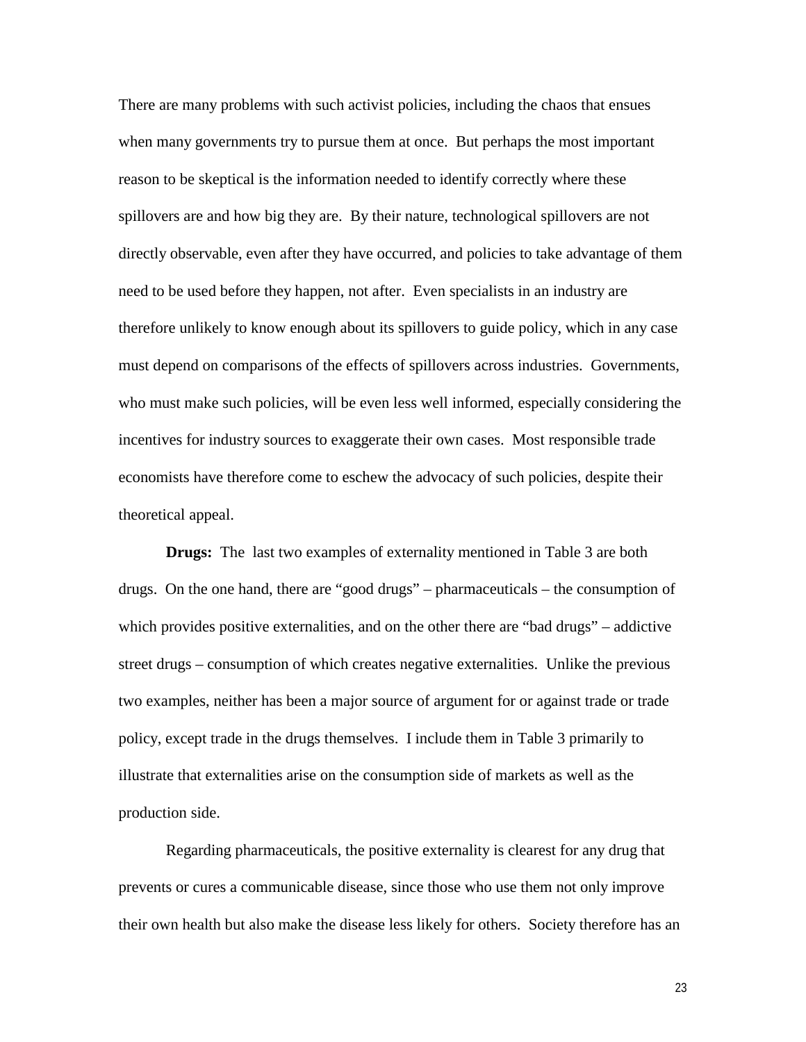There are many problems with such activist policies, including the chaos that ensues when many governments try to pursue them at once. But perhaps the most important reason to be skeptical is the information needed to identify correctly where these spillovers are and how big they are. By their nature, technological spillovers are not directly observable, even after they have occurred, and policies to take advantage of them need to be used before they happen, not after. Even specialists in an industry are therefore unlikely to know enough about its spillovers to guide policy, which in any case must depend on comparisons of the effects of spillovers across industries. Governments, who must make such policies, will be even less well informed, especially considering the incentives for industry sources to exaggerate their own cases. Most responsible trade economists have therefore come to eschew the advocacy of such policies, despite their theoretical appeal.

**Drugs:** The last two examples of externality mentioned in Table 3 are both drugs. On the one hand, there are "good drugs" – pharmaceuticals – the consumption of which provides positive externalities, and on the other there are "bad drugs" – addictive street drugs – consumption of which creates negative externalities. Unlike the previous two examples, neither has been a major source of argument for or against trade or trade policy, except trade in the drugs themselves. I include them in Table 3 primarily to illustrate that externalities arise on the consumption side of markets as well as the production side.

Regarding pharmaceuticals, the positive externality is clearest for any drug that prevents or cures a communicable disease, since those who use them not only improve their own health but also make the disease less likely for others. Society therefore has an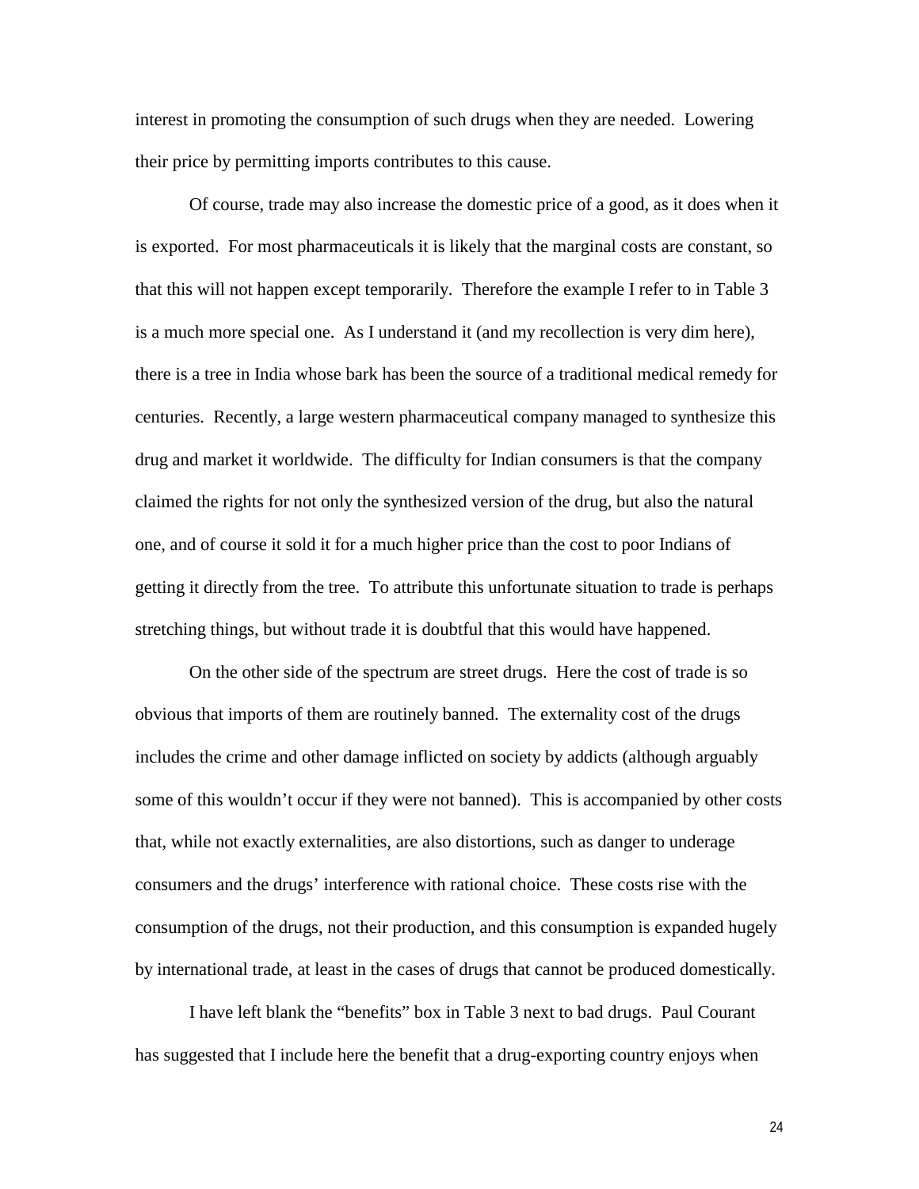interest in promoting the consumption of such drugs when they are needed. Lowering their price by permitting imports contributes to this cause.

Of course, trade may also increase the domestic price of a good, as it does when it is exported. For most pharmaceuticals it is likely that the marginal costs are constant, so that this will not happen except temporarily. Therefore the example I refer to in Table 3 is a much more special one. As I understand it (and my recollection is very dim here), there is a tree in India whose bark has been the source of a traditional medical remedy for centuries. Recently, a large western pharmaceutical company managed to synthesize this drug and market it worldwide. The difficulty for Indian consumers is that the company claimed the rights for not only the synthesized version of the drug, but also the natural one, and of course it sold it for a much higher price than the cost to poor Indians of getting it directly from the tree. To attribute this unfortunate situation to trade is perhaps stretching things, but without trade it is doubtful that this would have happened.

On the other side of the spectrum are street drugs. Here the cost of trade is so obvious that imports of them are routinely banned. The externality cost of the drugs includes the crime and other damage inflicted on society by addicts (although arguably some of this wouldn't occur if they were not banned). This is accompanied by other costs that, while not exactly externalities, are also distortions, such as danger to underage consumers and the drugs' interference with rational choice. These costs rise with the consumption of the drugs, not their production, and this consumption is expanded hugely by international trade, at least in the cases of drugs that cannot be produced domestically.

I have left blank the "benefits" box in Table 3 next to bad drugs. Paul Courant has suggested that I include here the benefit that a drug-exporting country enjoys when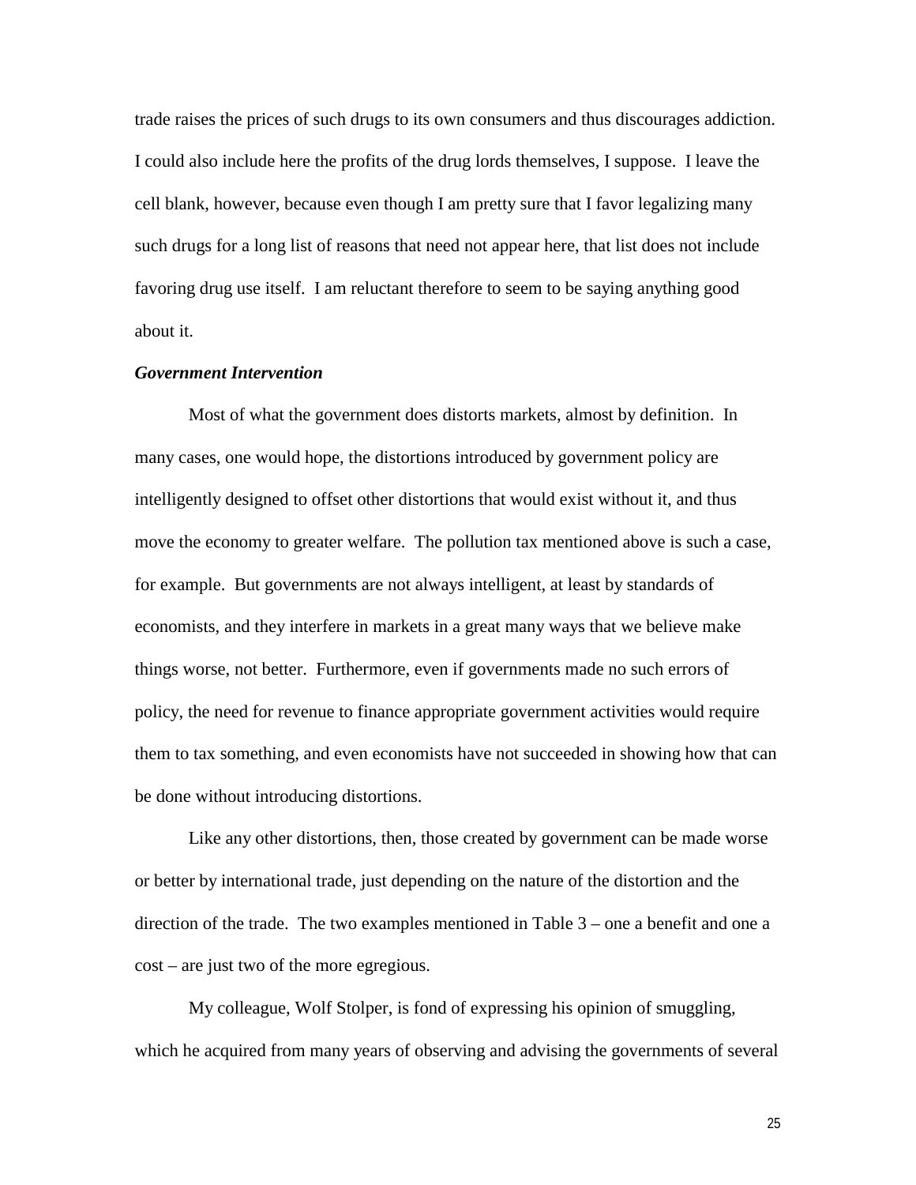trade raises the prices of such drugs to its own consumers and thus discourages addiction. I could also include here the profits of the drug lords themselves, I suppose. I leave the cell blank, however, because even though I am pretty sure that I favor legalizing many such drugs for a long list of reasons that need not appear here, that list does not include favoring drug use itself. I am reluctant therefore to seem to be saying anything good about it.

***Government Intervention***

Most of what the government does distorts markets, almost by definition. In many cases, one would hope, the distortions introduced by government policy are intelligently designed to offset other distortions that would exist without it, and thus move the economy to greater welfare. The pollution tax mentioned above is such a case, for example. But governments are not always intelligent, at least by standards of economists, and they interfere in markets in a great many ways that we believe make things worse, not better. Furthermore, even if governments made no such errors of policy, the need for revenue to finance appropriate government activities would require them to tax something, and even economists have not succeeded in showing how that can be done without introducing distortions.

Like any other distortions, then, those created by government can be made worse or better by international trade, just depending on the nature of the distortion and the direction of the trade. The two examples mentioned in Table 3 – one a benefit and one a cost – are just two of the more egregious.

My colleague, Wolf Stolper, is fond of expressing his opinion of smuggling, which he acquired from many years of observing and advising the governments of several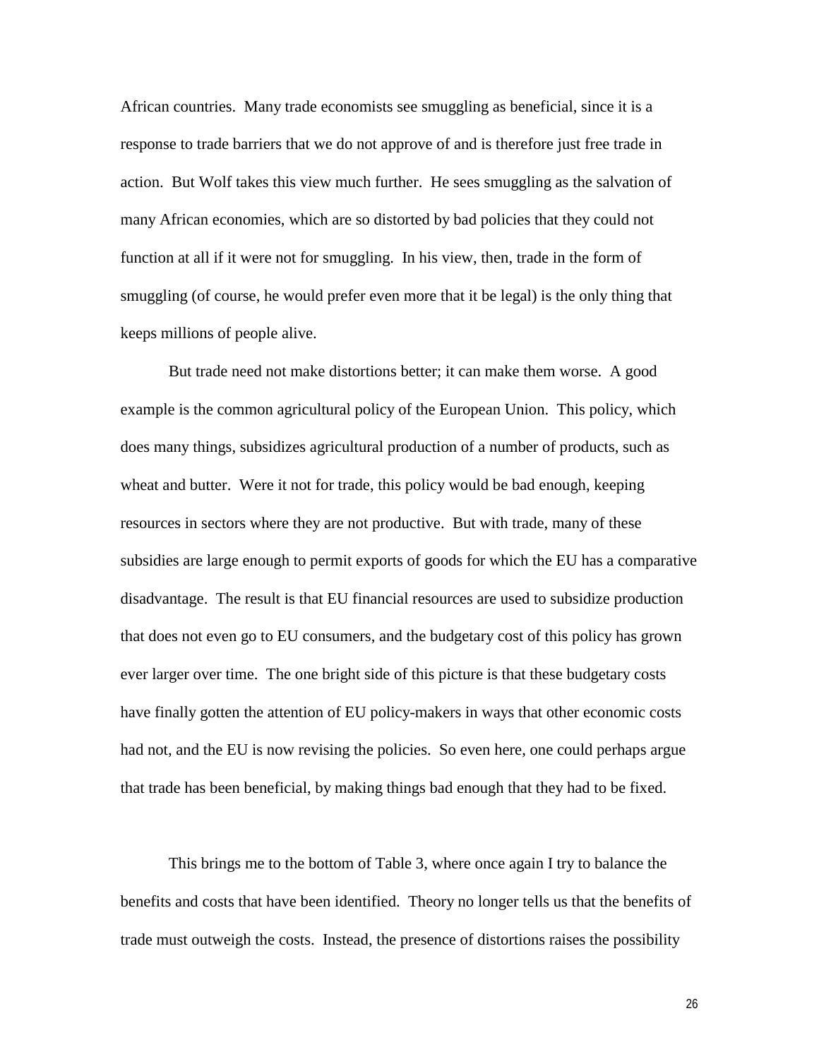African countries. Many trade economists see smuggling as beneficial, since it is a response to trade barriers that we do not approve of and is therefore just free trade in action. But Wolf takes this view much further. He sees smuggling as the salvation of many African economies, which are so distorted by bad policies that they could not function at all if it were not for smuggling. In his view, then, trade in the form of smuggling (of course, he would prefer even more that it be legal) is the only thing that keeps millions of people alive.

But trade need not make distortions better; it can make them worse. A good example is the common agricultural policy of the European Union. This policy, which does many things, subsidizes agricultural production of a number of products, such as wheat and butter. Were it not for trade, this policy would be bad enough, keeping resources in sectors where they are not productive. But with trade, many of these subsidies are large enough to permit exports of goods for which the EU has a comparative disadvantage. The result is that EU financial resources are used to subsidize production that does not even go to EU consumers, and the budgetary cost of this policy has grown ever larger over time. The one bright side of this picture is that these budgetary costs have finally gotten the attention of EU policy-makers in ways that other economic costs had not, and the EU is now revising the policies. So even here, one could perhaps argue that trade has been beneficial, by making things bad enough that they had to be fixed.

This brings me to the bottom of Table 3, where once again I try to balance the benefits and costs that have been identified. Theory no longer tells us that the benefits of trade must outweigh the costs. Instead, the presence of distortions raises the possibility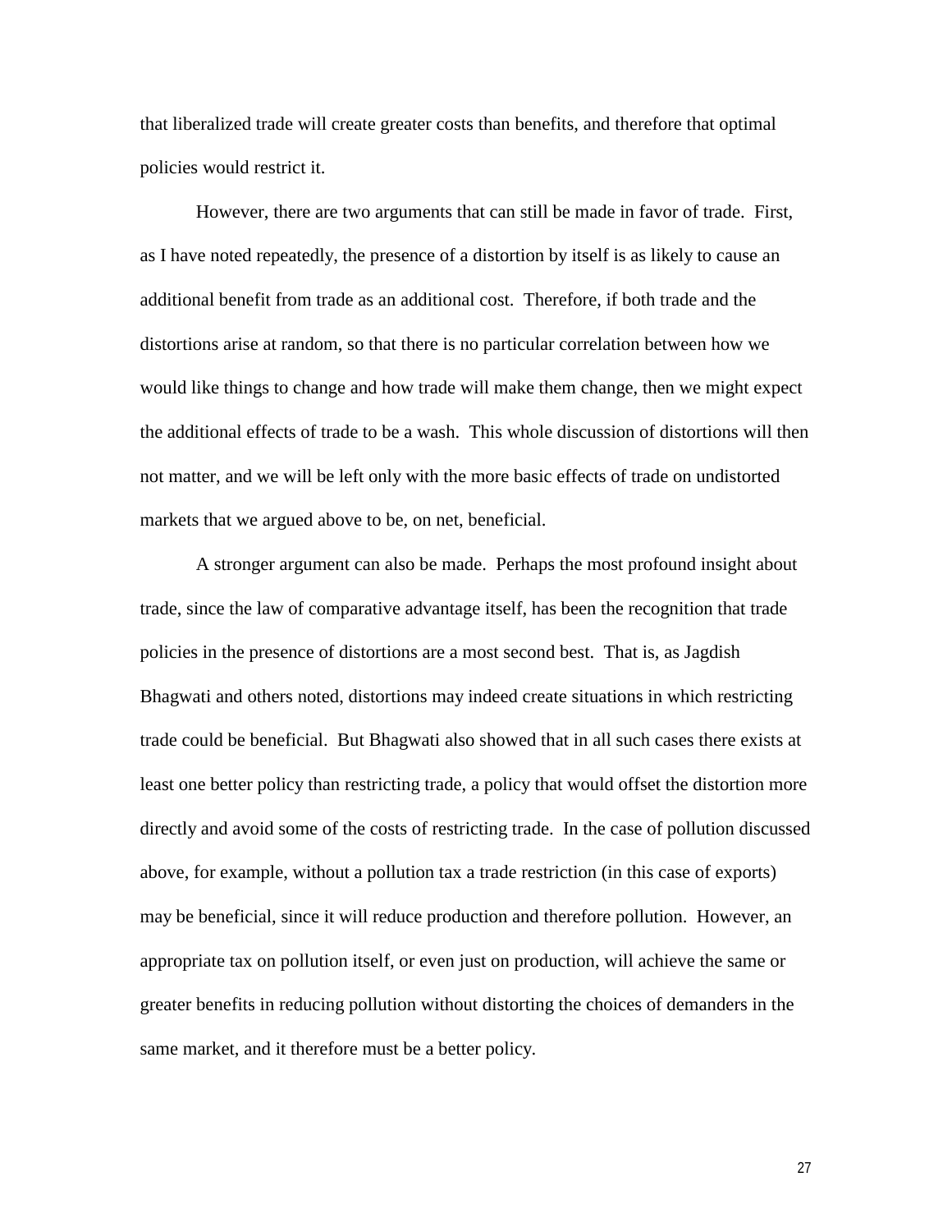that liberalized trade will create greater costs than benefits, and therefore that optimal policies would restrict it.

However, there are two arguments that can still be made in favor of trade. First, as I have noted repeatedly, the presence of a distortion by itself is as likely to cause an additional benefit from trade as an additional cost. Therefore, if both trade and the distortions arise at random, so that there is no particular correlation between how we would like things to change and how trade will make them change, then we might expect the additional effects of trade to be a wash. This whole discussion of distortions will then not matter, and we will be left only with the more basic effects of trade on undistorted markets that we argued above to be, on net, beneficial.

A stronger argument can also be made. Perhaps the most profound insight about trade, since the law of comparative advantage itself, has been the recognition that trade policies in the presence of distortions are a most second best. That is, as Jagdish Bhagwati and others noted, distortions may indeed create situations in which restricting trade could be beneficial. But Bhagwati also showed that in all such cases there exists at least one better policy than restricting trade, a policy that would offset the distortion more directly and avoid some of the costs of restricting trade. In the case of pollution discussed above, for example, without a pollution tax a trade restriction (in this case of exports) may be beneficial, since it will reduce production and therefore pollution. However, an appropriate tax on pollution itself, or even just on production, will achieve the same or greater benefits in reducing pollution without distorting the choices of demanders in the same market, and it therefore must be a better policy.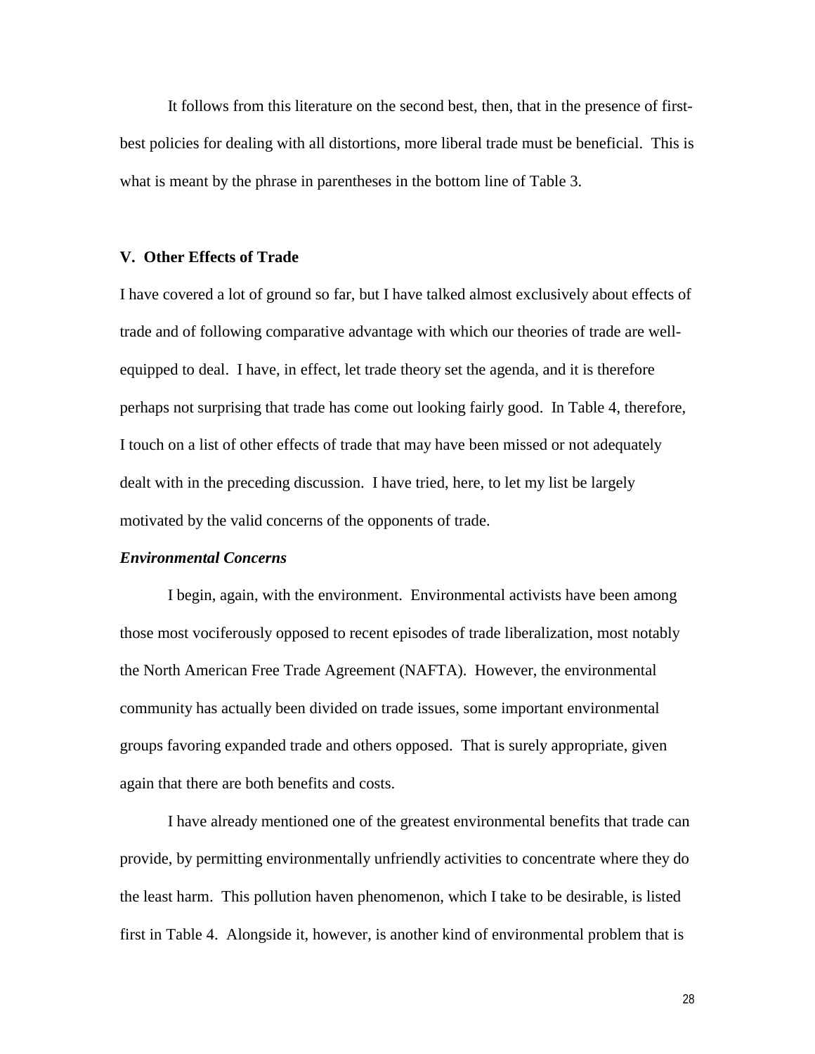It follows from this literature on the second best, then, that in the presence of first-best policies for dealing with all distortions, more liberal trade must be beneficial. This is what is meant by the phrase in parentheses in the bottom line of Table 3.

## V. Other Effects of Trade

I have covered a lot of ground so far, but I have talked almost exclusively about effects of trade and of following comparative advantage with which our theories of trade are well-equipped to deal. I have, in effect, let trade theory set the agenda, and it is therefore perhaps not surprising that trade has come out looking fairly good. In Table 4, therefore, I touch on a list of other effects of trade that may have been missed or not adequately dealt with in the preceding discussion. I have tried, here, to let my list be largely motivated by the valid concerns of the opponents of trade.

### *Environmental Concerns*

I begin, again, with the environment. Environmental activists have been among those most vociferously opposed to recent episodes of trade liberalization, most notably the North American Free Trade Agreement (NAFTA). However, the environmental community has actually been divided on trade issues, some important environmental groups favoring expanded trade and others opposed. That is surely appropriate, given again that there are both benefits and costs.

I have already mentioned one of the greatest environmental benefits that trade can provide, by permitting environmentally unfriendly activities to concentrate where they do the least harm. This pollution haven phenomenon, which I take to be desirable, is listed first in Table 4. Alongside it, however, is another kind of environmental problem that is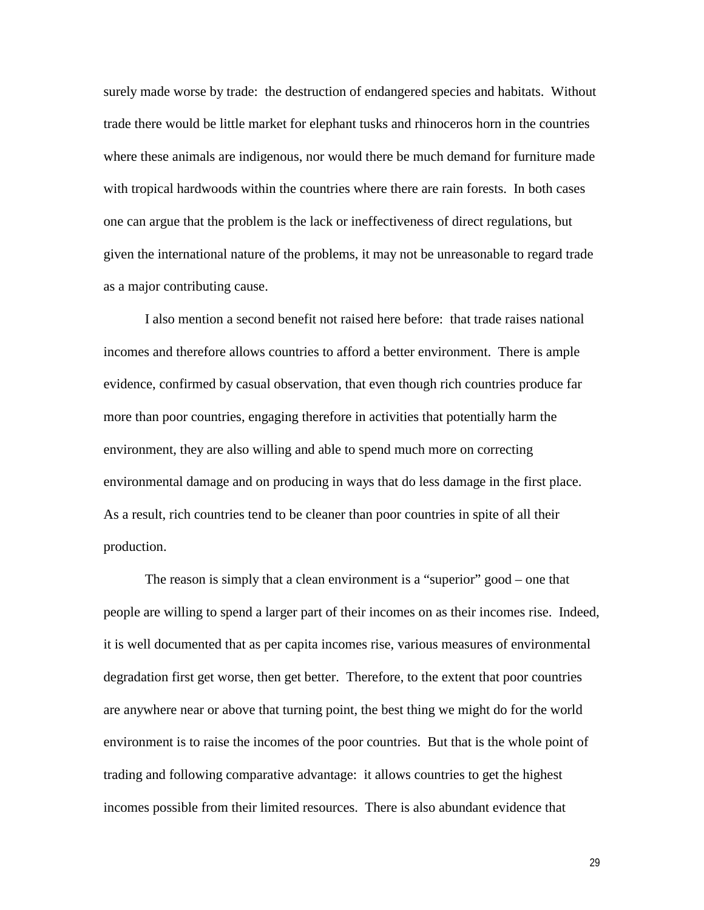surely made worse by trade:  the destruction of endangered species and habitats.  Without trade there would be little market for elephant tusks and rhinoceros horn in the countries where these animals are indigenous, nor would there be much demand for furniture made with tropical hardwoods within the countries where there are rain forests.  In both cases one can argue that the problem is the lack or ineffectiveness of direct regulations, but given the international nature of the problems, it may not be unreasonable to regard trade as a major contributing cause.

I also mention a second benefit not raised here before:  that trade raises national incomes and therefore allows countries to afford a better environment.  There is ample evidence, confirmed by casual observation, that even though rich countries produce far more than poor countries, engaging therefore in activities that potentially harm the environment, they are also willing and able to spend much more on correcting environmental damage and on producing in ways that do less damage in the first place. As a result, rich countries tend to be cleaner than poor countries in spite of all their production.

The reason is simply that a clean environment is a "superior" good – one that people are willing to spend a larger part of their incomes on as their incomes rise.  Indeed, it is well documented that as per capita incomes rise, various measures of environmental degradation first get worse, then get better.  Therefore, to the extent that poor countries are anywhere near or above that turning point, the best thing we might do for the world environment is to raise the incomes of the poor countries.  But that is the whole point of trading and following comparative advantage:  it allows countries to get the highest incomes possible from their limited resources.  There is also abundant evidence that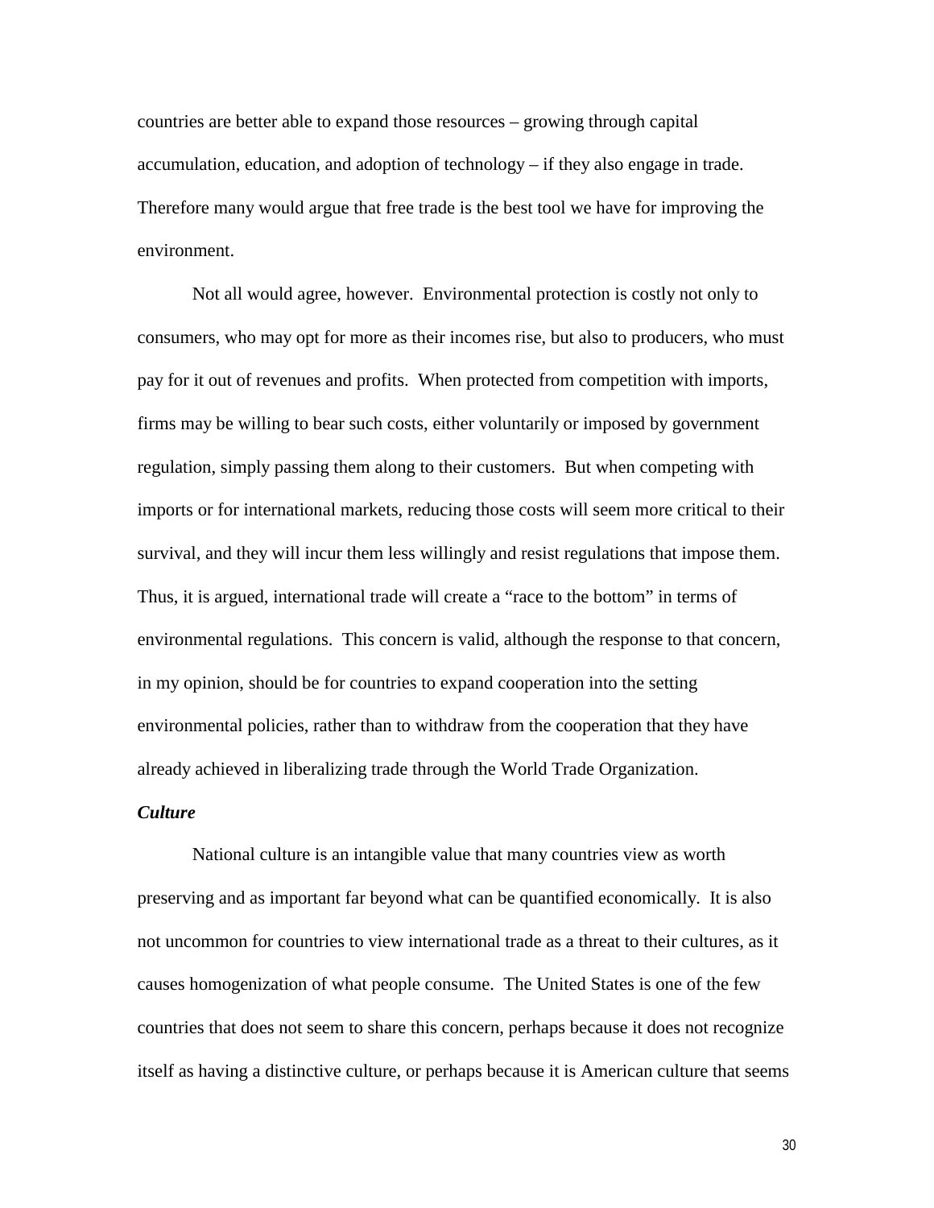countries are better able to expand those resources – growing through capital accumulation, education, and adoption of technology – if they also engage in trade. Therefore many would argue that free trade is the best tool we have for improving the environment.

Not all would agree, however. Environmental protection is costly not only to consumers, who may opt for more as their incomes rise, but also to producers, who must pay for it out of revenues and profits. When protected from competition with imports, firms may be willing to bear such costs, either voluntarily or imposed by government regulation, simply passing them along to their customers. But when competing with imports or for international markets, reducing those costs will seem more critical to their survival, and they will incur them less willingly and resist regulations that impose them. Thus, it is argued, international trade will create a "race to the bottom" in terms of environmental regulations. This concern is valid, although the response to that concern, in my opinion, should be for countries to expand cooperation into the setting environmental policies, rather than to withdraw from the cooperation that they have already achieved in liberalizing trade through the World Trade Organization.

***Culture***

National culture is an intangible value that many countries view as worth preserving and as important far beyond what can be quantified economically. It is also not uncommon for countries to view international trade as a threat to their cultures, as it causes homogenization of what people consume. The United States is one of the few countries that does not seem to share this concern, perhaps because it does not recognize itself as having a distinctive culture, or perhaps because it is American culture that seems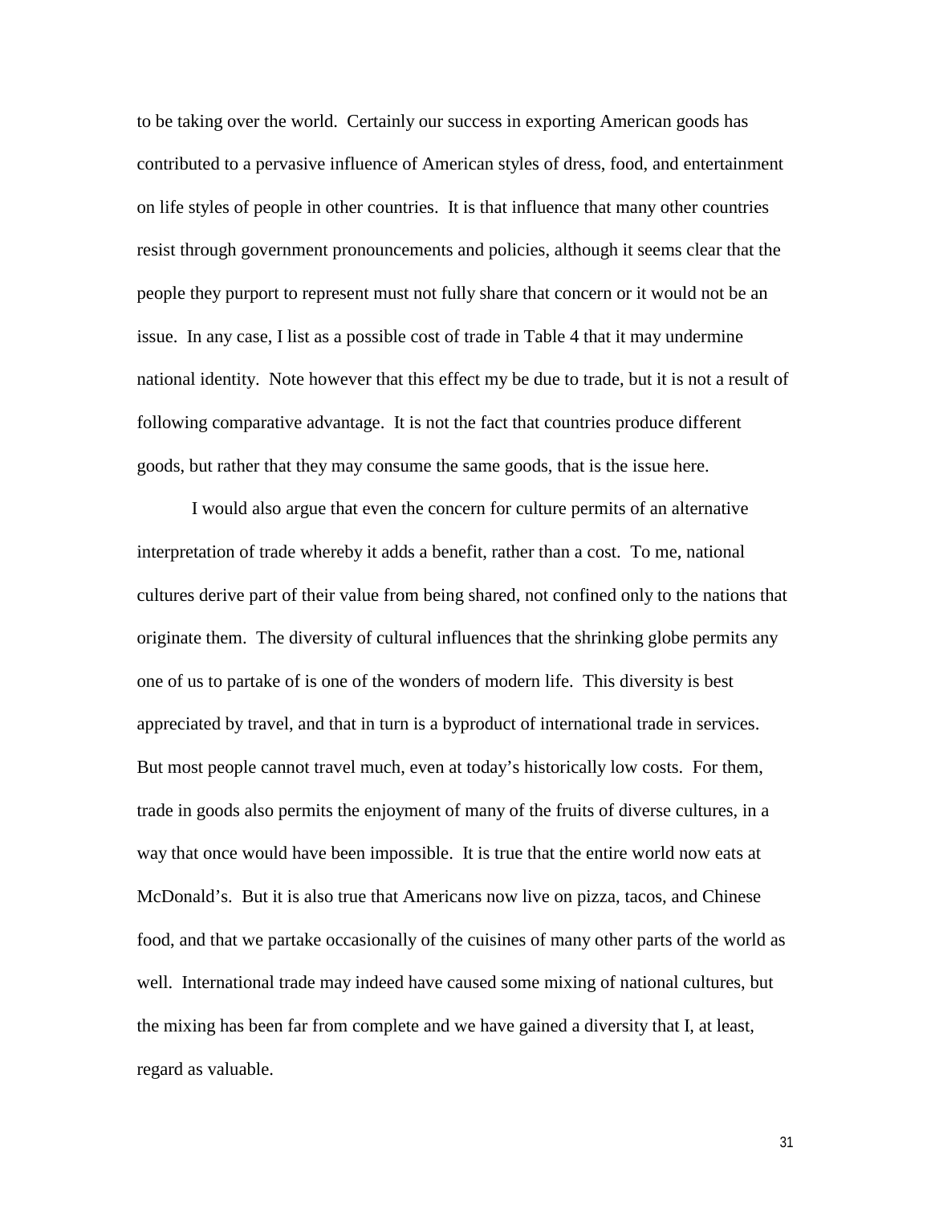to be taking over the world. Certainly our success in exporting American goods has contributed to a pervasive influence of American styles of dress, food, and entertainment on life styles of people in other countries. It is that influence that many other countries resist through government pronouncements and policies, although it seems clear that the people they purport to represent must not fully share that concern or it would not be an issue. In any case, I list as a possible cost of trade in Table 4 that it may undermine national identity. Note however that this effect my be due to trade, but it is not a result of following comparative advantage. It is not the fact that countries produce different goods, but rather that they may consume the same goods, that is the issue here.

I would also argue that even the concern for culture permits of an alternative interpretation of trade whereby it adds a benefit, rather than a cost. To me, national cultures derive part of their value from being shared, not confined only to the nations that originate them. The diversity of cultural influences that the shrinking globe permits any one of us to partake of is one of the wonders of modern life. This diversity is best appreciated by travel, and that in turn is a byproduct of international trade in services. But most people cannot travel much, even at today's historically low costs. For them, trade in goods also permits the enjoyment of many of the fruits of diverse cultures, in a way that once would have been impossible. It is true that the entire world now eats at McDonald's. But it is also true that Americans now live on pizza, tacos, and Chinese food, and that we partake occasionally of the cuisines of many other parts of the world as well. International trade may indeed have caused some mixing of national cultures, but the mixing has been far from complete and we have gained a diversity that I, at least, regard as valuable.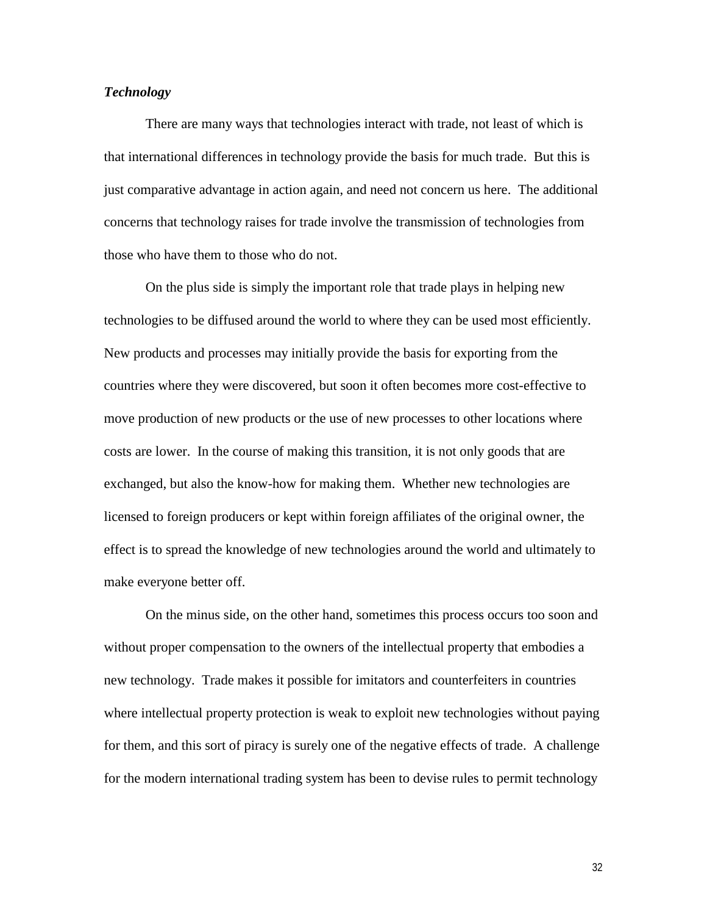***Technology***

There are many ways that technologies interact with trade, not least of which is that international differences in technology provide the basis for much trade. But this is just comparative advantage in action again, and need not concern us here. The additional concerns that technology raises for trade involve the transmission of technologies from those who have them to those who do not.

On the plus side is simply the important role that trade plays in helping new technologies to be diffused around the world to where they can be used most efficiently. New products and processes may initially provide the basis for exporting from the countries where they were discovered, but soon it often becomes more cost-effective to move production of new products or the use of new processes to other locations where costs are lower. In the course of making this transition, it is not only goods that are exchanged, but also the know-how for making them. Whether new technologies are licensed to foreign producers or kept within foreign affiliates of the original owner, the effect is to spread the knowledge of new technologies around the world and ultimately to make everyone better off.

On the minus side, on the other hand, sometimes this process occurs too soon and without proper compensation to the owners of the intellectual property that embodies a new technology. Trade makes it possible for imitators and counterfeiters in countries where intellectual property protection is weak to exploit new technologies without paying for them, and this sort of piracy is surely one of the negative effects of trade. A challenge for the modern international trading system has been to devise rules to permit technology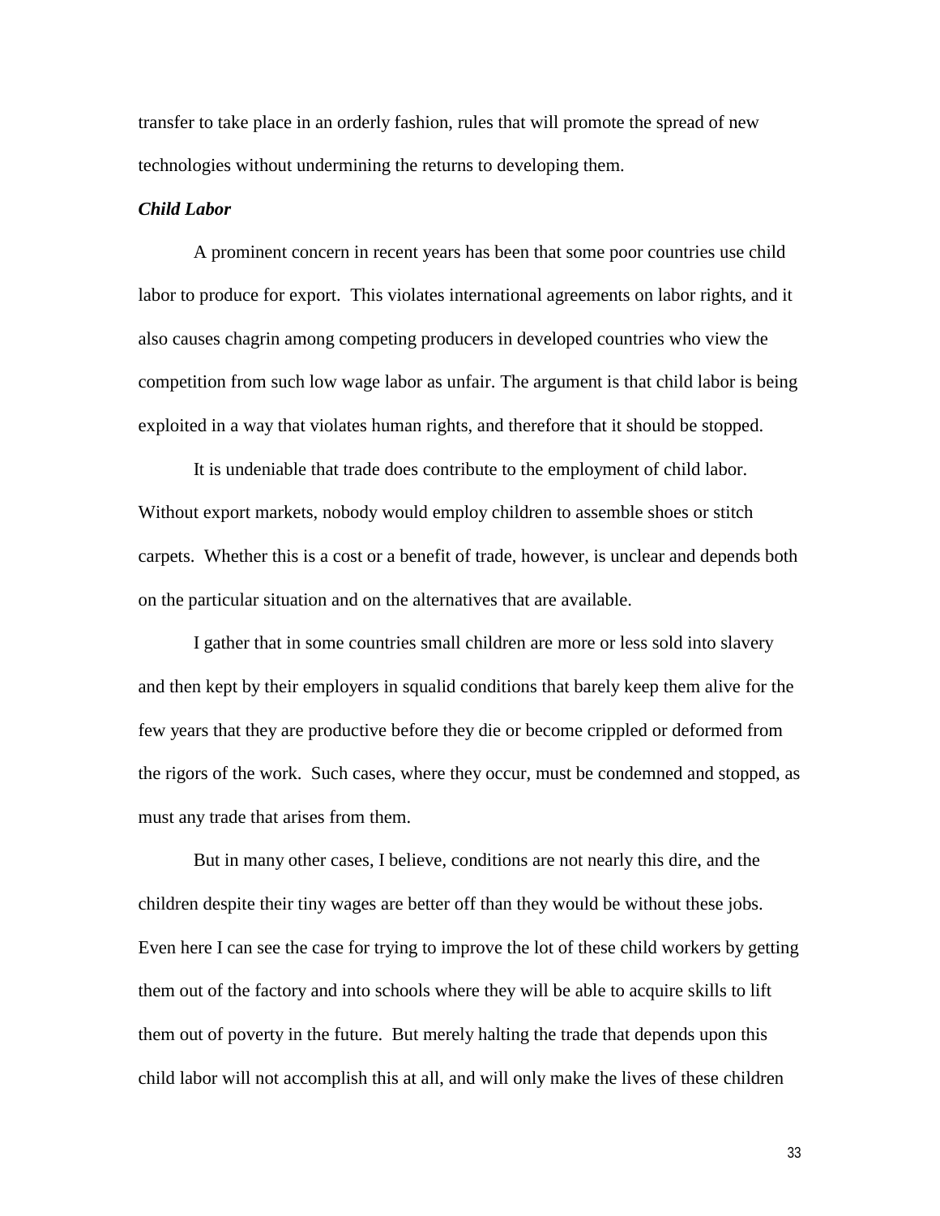transfer to take place in an orderly fashion, rules that will promote the spread of new technologies without undermining the returns to developing them.

***Child Labor***

A prominent concern in recent years has been that some poor countries use child labor to produce for export. This violates international agreements on labor rights, and it also causes chagrin among competing producers in developed countries who view the competition from such low wage labor as unfair. The argument is that child labor is being exploited in a way that violates human rights, and therefore that it should be stopped.

It is undeniable that trade does contribute to the employment of child labor. Without export markets, nobody would employ children to assemble shoes or stitch carpets. Whether this is a cost or a benefit of trade, however, is unclear and depends both on the particular situation and on the alternatives that are available.

I gather that in some countries small children are more or less sold into slavery and then kept by their employers in squalid conditions that barely keep them alive for the few years that they are productive before they die or become crippled or deformed from the rigors of the work. Such cases, where they occur, must be condemned and stopped, as must any trade that arises from them.

But in many other cases, I believe, conditions are not nearly this dire, and the children despite their tiny wages are better off than they would be without these jobs. Even here I can see the case for trying to improve the lot of these child workers by getting them out of the factory and into schools where they will be able to acquire skills to lift them out of poverty in the future. But merely halting the trade that depends upon this child labor will not accomplish this at all, and will only make the lives of these children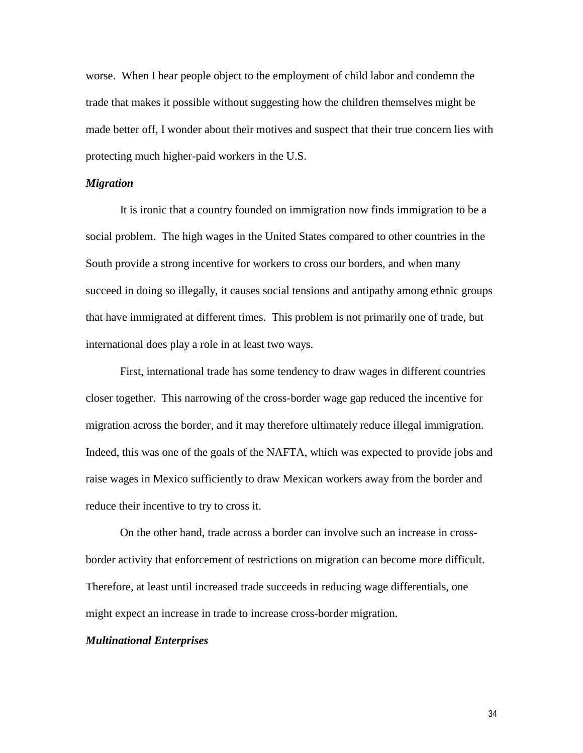worse. When I hear people object to the employment of child labor and condemn the trade that makes it possible without suggesting how the children themselves might be made better off, I wonder about their motives and suspect that their true concern lies with protecting much higher-paid workers in the U.S.

***Migration***

It is ironic that a country founded on immigration now finds immigration to be a social problem. The high wages in the United States compared to other countries in the South provide a strong incentive for workers to cross our borders, and when many succeed in doing so illegally, it causes social tensions and antipathy among ethnic groups that have immigrated at different times. This problem is not primarily one of trade, but international does play a role in at least two ways.

First, international trade has some tendency to draw wages in different countries closer together. This narrowing of the cross-border wage gap reduced the incentive for migration across the border, and it may therefore ultimately reduce illegal immigration. Indeed, this was one of the goals of the NAFTA, which was expected to provide jobs and raise wages in Mexico sufficiently to draw Mexican workers away from the border and reduce their incentive to try to cross it.

On the other hand, trade across a border can involve such an increase in cross-border activity that enforcement of restrictions on migration can become more difficult. Therefore, at least until increased trade succeeds in reducing wage differentials, one might expect an increase in trade to increase cross-border migration.

***Multinational Enterprises***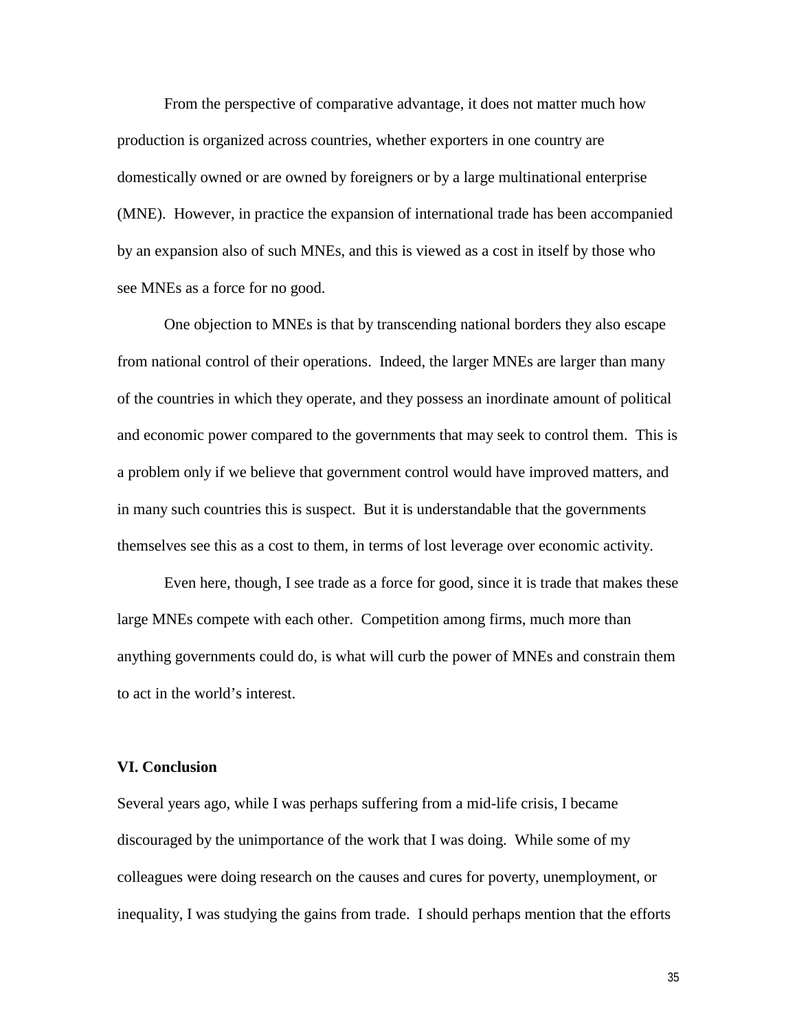From the perspective of comparative advantage, it does not matter much how production is organized across countries, whether exporters in one country are domestically owned or are owned by foreigners or by a large multinational enterprise (MNE). However, in practice the expansion of international trade has been accompanied by an expansion also of such MNEs, and this is viewed as a cost in itself by those who see MNEs as a force for no good.

One objection to MNEs is that by transcending national borders they also escape from national control of their operations. Indeed, the larger MNEs are larger than many of the countries in which they operate, and they possess an inordinate amount of political and economic power compared to the governments that may seek to control them. This is a problem only if we believe that government control would have improved matters, and in many such countries this is suspect. But it is understandable that the governments themselves see this as a cost to them, in terms of lost leverage over economic activity.

Even here, though, I see trade as a force for good, since it is trade that makes these large MNEs compete with each other. Competition among firms, much more than anything governments could do, is what will curb the power of MNEs and constrain them to act in the world's interest.

## VI. Conclusion

Several years ago, while I was perhaps suffering from a mid-life crisis, I became discouraged by the unimportance of the work that I was doing. While some of my colleagues were doing research on the causes and cures for poverty, unemployment, or inequality, I was studying the gains from trade. I should perhaps mention that the efforts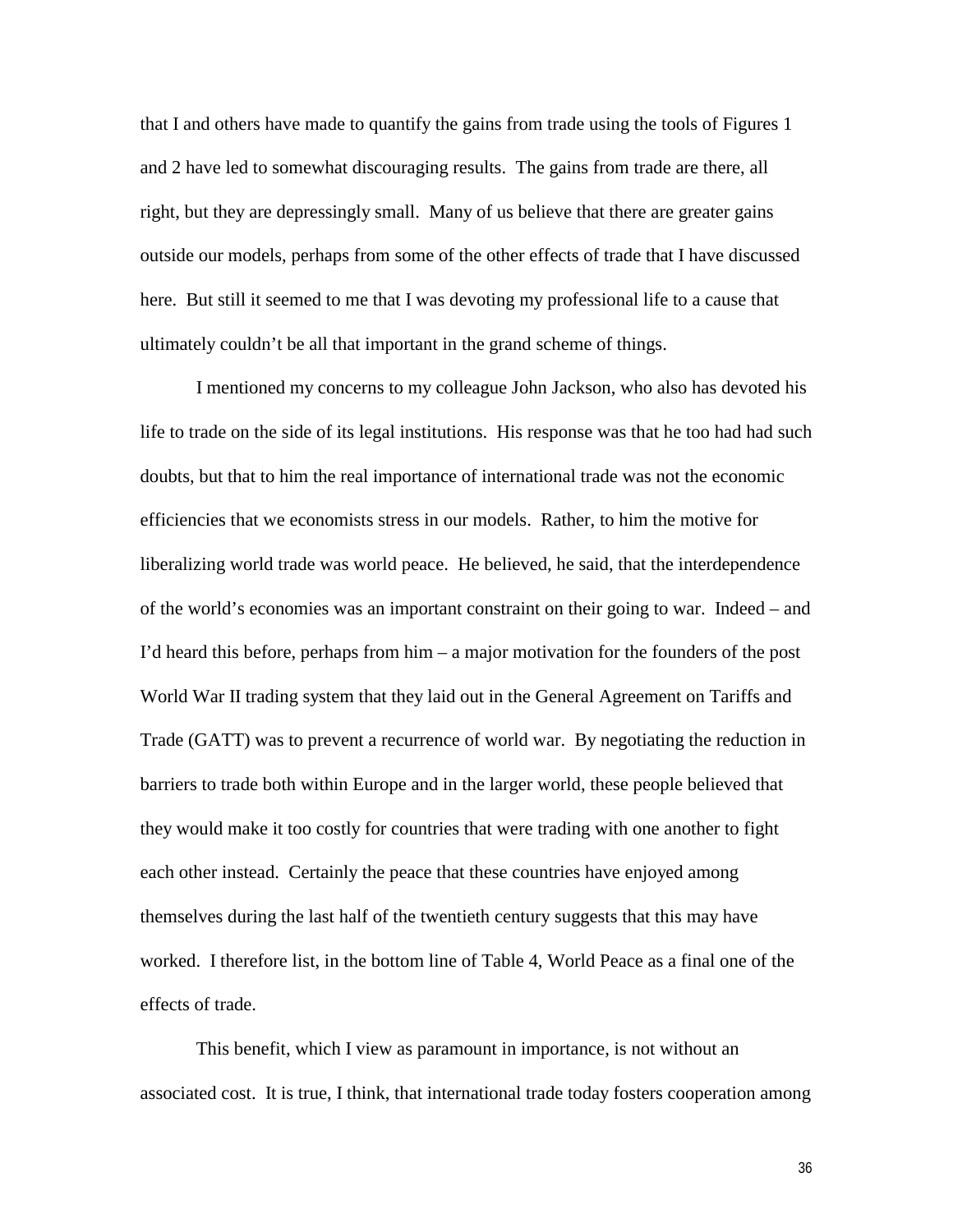that I and others have made to quantify the gains from trade using the tools of Figures 1 and 2 have led to somewhat discouraging results. The gains from trade are there, all right, but they are depressingly small. Many of us believe that there are greater gains outside our models, perhaps from some of the other effects of trade that I have discussed here. But still it seemed to me that I was devoting my professional life to a cause that ultimately couldn't be all that important in the grand scheme of things.

I mentioned my concerns to my colleague John Jackson, who also has devoted his life to trade on the side of its legal institutions. His response was that he too had had such doubts, but that to him the real importance of international trade was not the economic efficiencies that we economists stress in our models. Rather, to him the motive for liberalizing world trade was world peace. He believed, he said, that the interdependence of the world's economies was an important constraint on their going to war. Indeed – and I'd heard this before, perhaps from him – a major motivation for the founders of the post World War II trading system that they laid out in the General Agreement on Tariffs and Trade (GATT) was to prevent a recurrence of world war. By negotiating the reduction in barriers to trade both within Europe and in the larger world, these people believed that they would make it too costly for countries that were trading with one another to fight each other instead. Certainly the peace that these countries have enjoyed among themselves during the last half of the twentieth century suggests that this may have worked. I therefore list, in the bottom line of Table 4, World Peace as a final one of the effects of trade.

This benefit, which I view as paramount in importance, is not without an associated cost. It is true, I think, that international trade today fosters cooperation among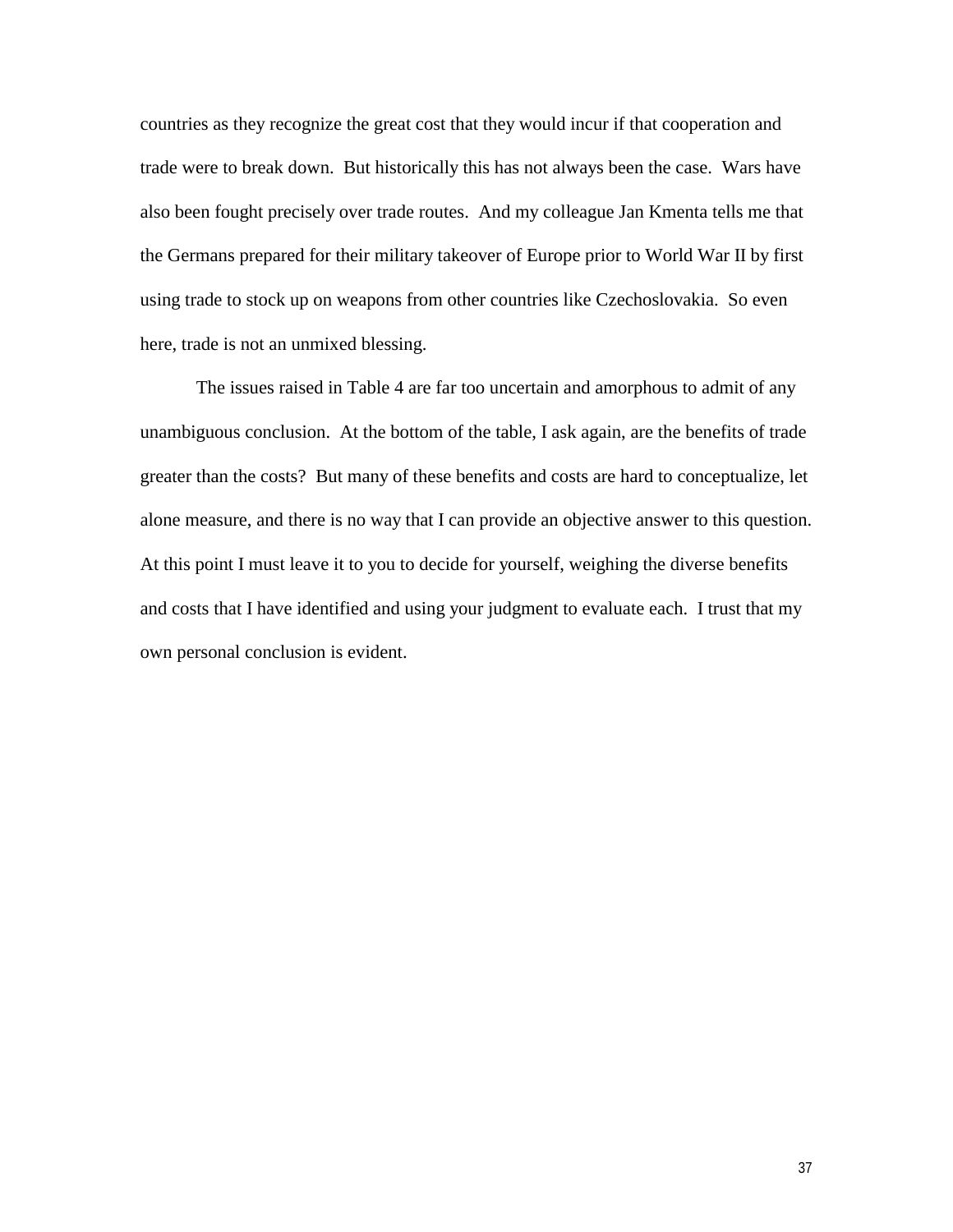countries as they recognize the great cost that they would incur if that cooperation and trade were to break down. But historically this has not always been the case. Wars have also been fought precisely over trade routes. And my colleague Jan Kmenta tells me that the Germans prepared for their military takeover of Europe prior to World War II by first using trade to stock up on weapons from other countries like Czechoslovakia. So even here, trade is not an unmixed blessing.

The issues raised in Table 4 are far too uncertain and amorphous to admit of any unambiguous conclusion. At the bottom of the table, I ask again, are the benefits of trade greater than the costs? But many of these benefits and costs are hard to conceptualize, let alone measure, and there is no way that I can provide an objective answer to this question. At this point I must leave it to you to decide for yourself, weighing the diverse benefits and costs that I have identified and using your judgment to evaluate each. I trust that my own personal conclusion is evident.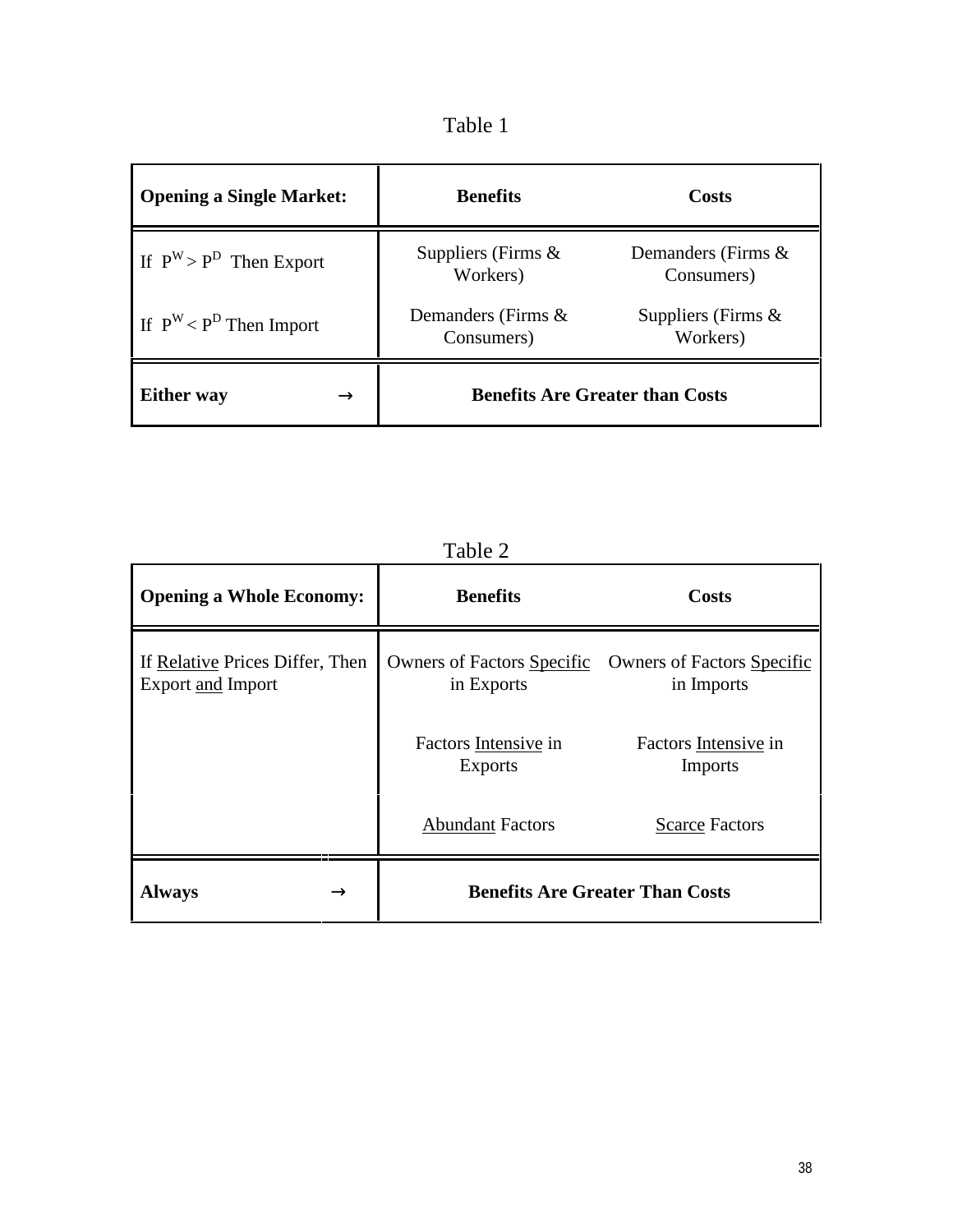Table 1

| **Opening a Single Market:** | **Benefits** | **Costs** |
|---|---|---|
| If $P^W > P^D$ Then Export | Suppliers (Firms & Workers) | Demanders (Firms & Consumers) |
| If $P^W < P^D$ Then Import | Demanders (Firms & Consumers) | Suppliers (Firms & Workers) |
| **Either way** → | **Benefits Are Greater than Costs** | |

Table 2

| **Opening a Whole Economy:** | **Benefits** | **Costs** |
|---|---|---|
| If Relative Prices Differ, Then Export and Import | Owners of Factors Specific in Exports | Owners of Factors Specific in Imports |
| | Factors Intensive in Exports | Factors Intensive in Imports |
| | Abundant Factors | Scarce Factors |
| **Always** → | **Benefits Are Greater Than Costs** | |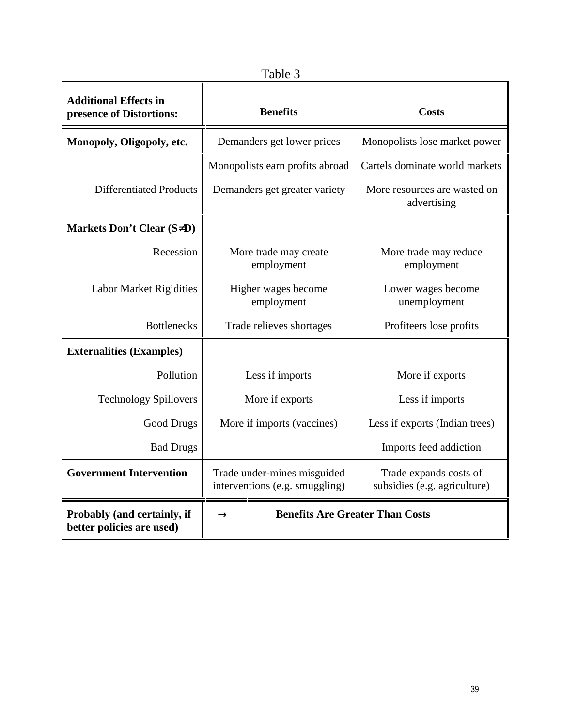Table 3

| **Additional Effects in presence of Distortions:** | **Benefits** | **Costs** |
|---|---|---|
| **Monopoly, Oligopoly, etc.** | Demanders get lower prices | Monopolists lose market power |
| | Monopolists earn profits abroad | Cartels dominate world markets |
| Differentiated Products | Demanders get greater variety | More resources are wasted on advertising |
| **Markets Don't Clear (S≠D)** | | |
| Recession | More trade may create employment | More trade may reduce employment |
| Labor Market Rigidities | Higher wages become employment | Lower wages become unemployment |
| Bottlenecks | Trade relieves shortages | Profiteers lose profits |
| **Externalities (Examples)** | | |
| Pollution | Less if imports | More if exports |
| Technology Spillovers | More if exports | Less if imports |
| Good Drugs | More if imports (vaccines) | Less if exports (Indian trees) |
| Bad Drugs | | Imports feed addiction |
| **Government Intervention** | Trade under-mines misguided interventions (e.g. smuggling) | Trade expands costs of subsidies (e.g. agriculture) |
| **Probably (and certainly, if better policies are used)** | → **Benefits Are Greater Than Costs** | |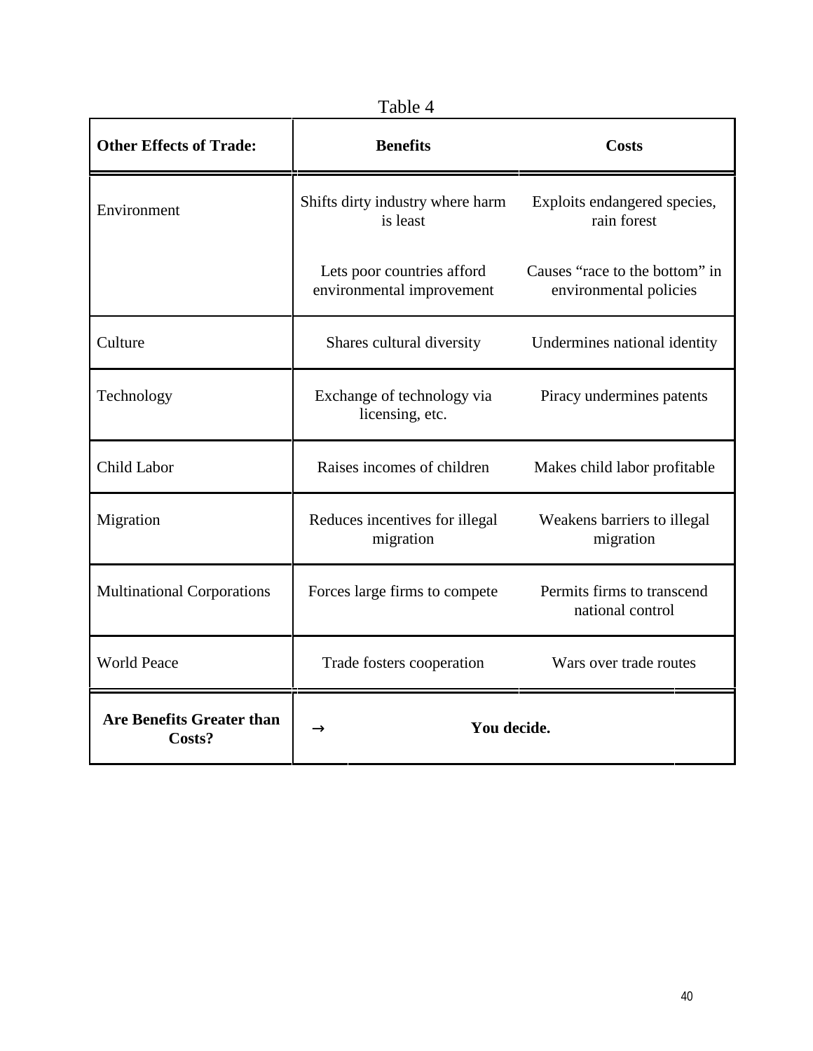Table 4

| **Other Effects of Trade:** | **Benefits** | **Costs** |
|---|---|---|
| Environment | Shifts dirty industry where harm is least | Exploits endangered species, rain forest |
| | Lets poor countries afford environmental improvement | Causes “race to the bottom” in environmental policies |
| Culture | Shares cultural diversity | Undermines national identity |
| Technology | Exchange of technology via licensing, etc. | Piracy undermines patents |
| Child Labor | Raises incomes of children | Makes child labor profitable |
| Migration | Reduces incentives for illegal migration | Weakens barriers to illegal migration |
| Multinational Corporations | Forces large firms to compete | Permits firms to transcend national control |
| World Peace | Trade fosters cooperation | Wars over trade routes |
| **Are Benefits Greater than Costs?** | → **You decide.** | |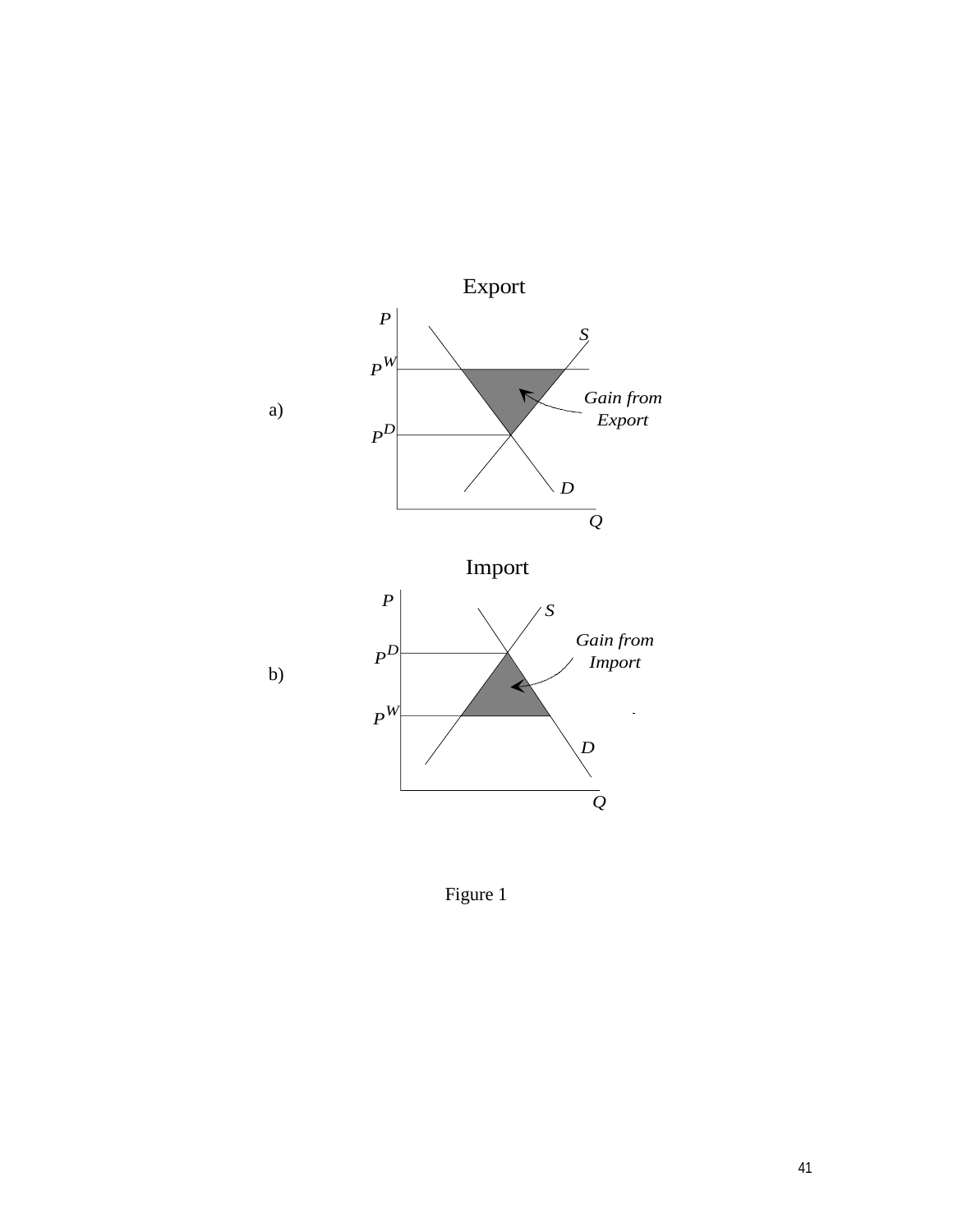Export

a)

$P$

$S$

$P^W$

*Gain from Export*

$P^D$

$D$

$Q$

Import

b)

$P$

$S$

$P^D$

*Gain from Import*

$P^W$

$D$

$Q$

Figure 1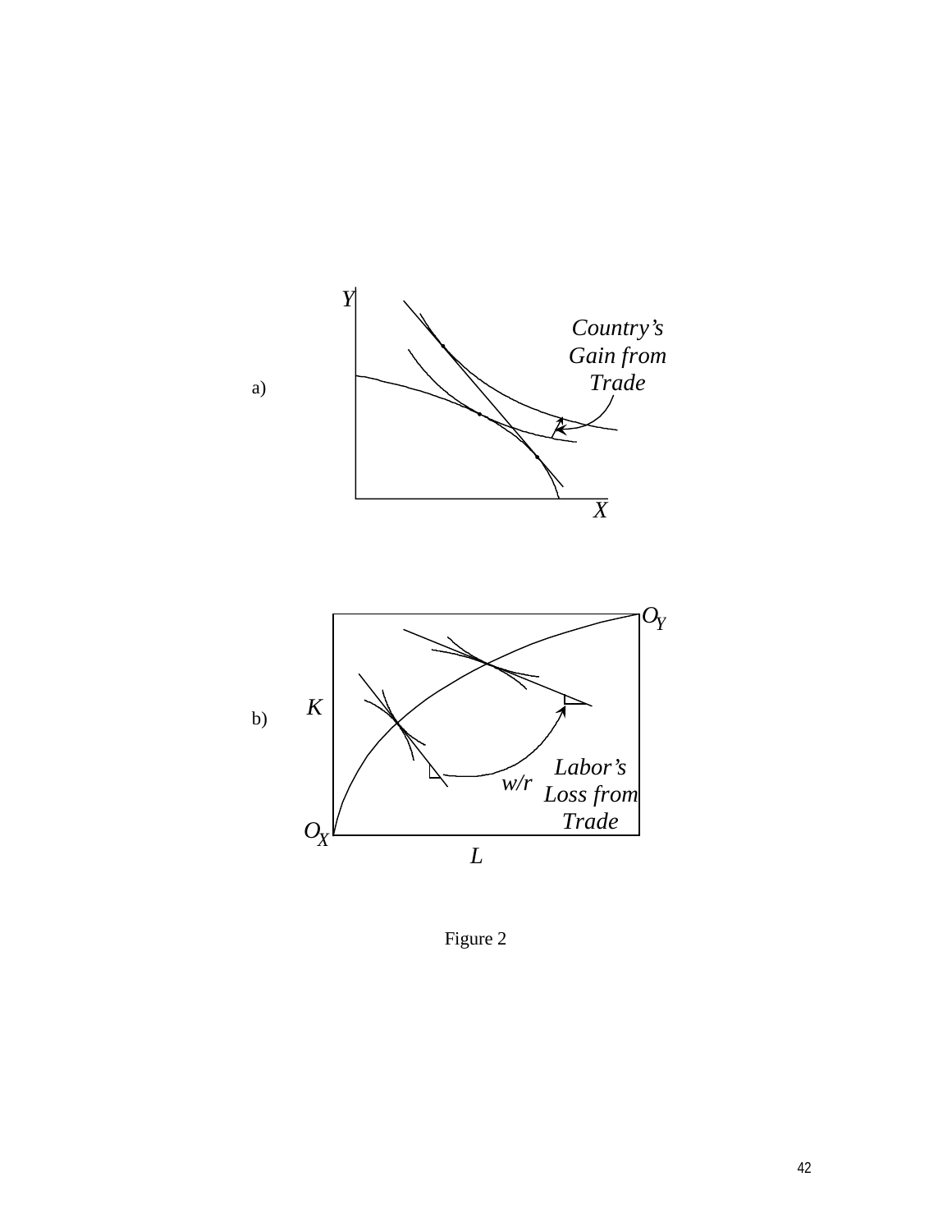a)

Y

X

Country's Gain from Trade

b)

$O_Y$

K

$O_X$

L

w/r

Labor's Loss from Trade

Figure 2